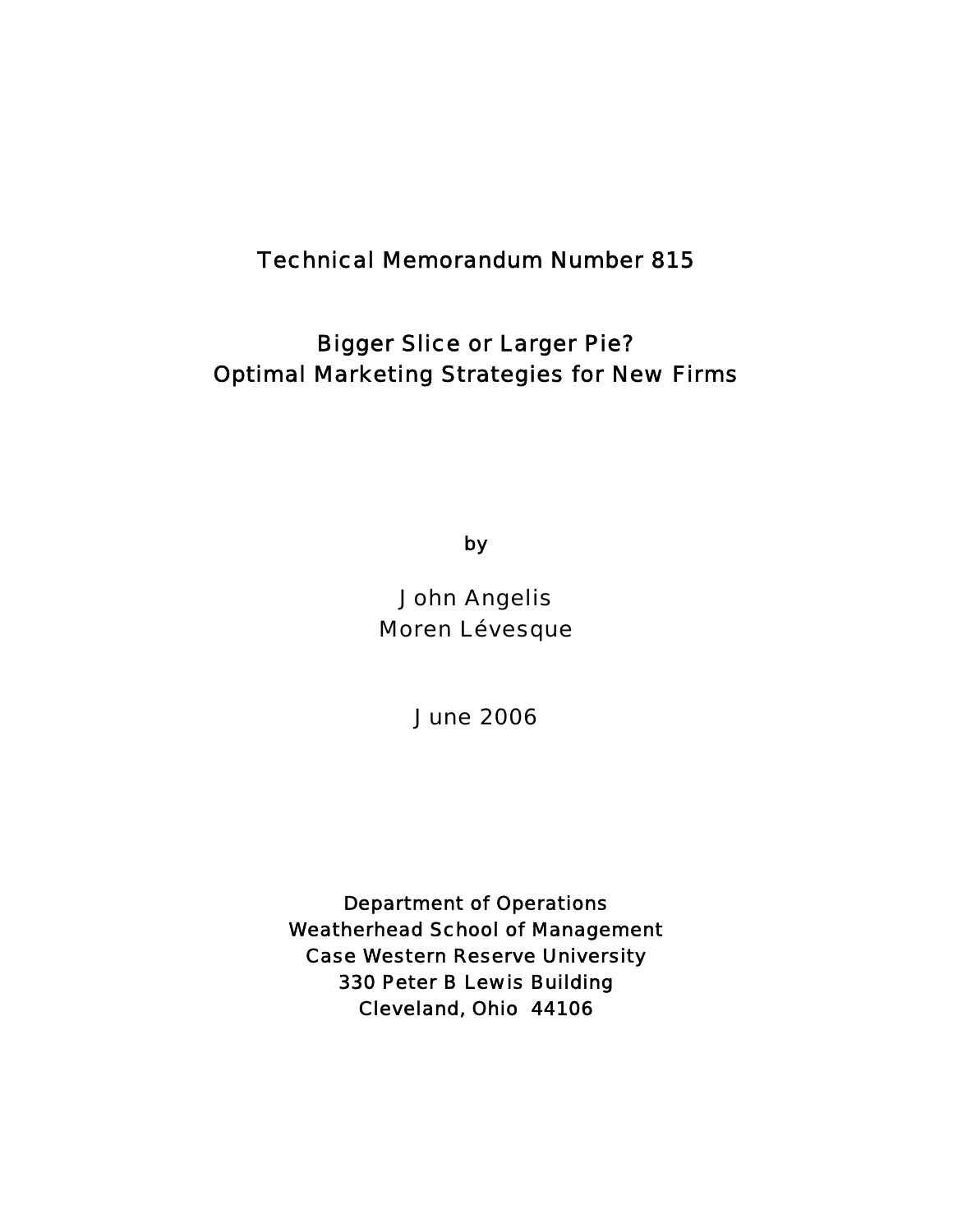Technical Memorandum Number 815

# Bigger Slice or Larger Pie?
# Optimal Marketing Strategies for New Firms

by

John Angelis
Moren Lévesque

June 2006

Department of Operations
Weatherhead School of Management
Case Western Reserve University
330 Peter B Lewis Building
Cleveland, Ohio 44106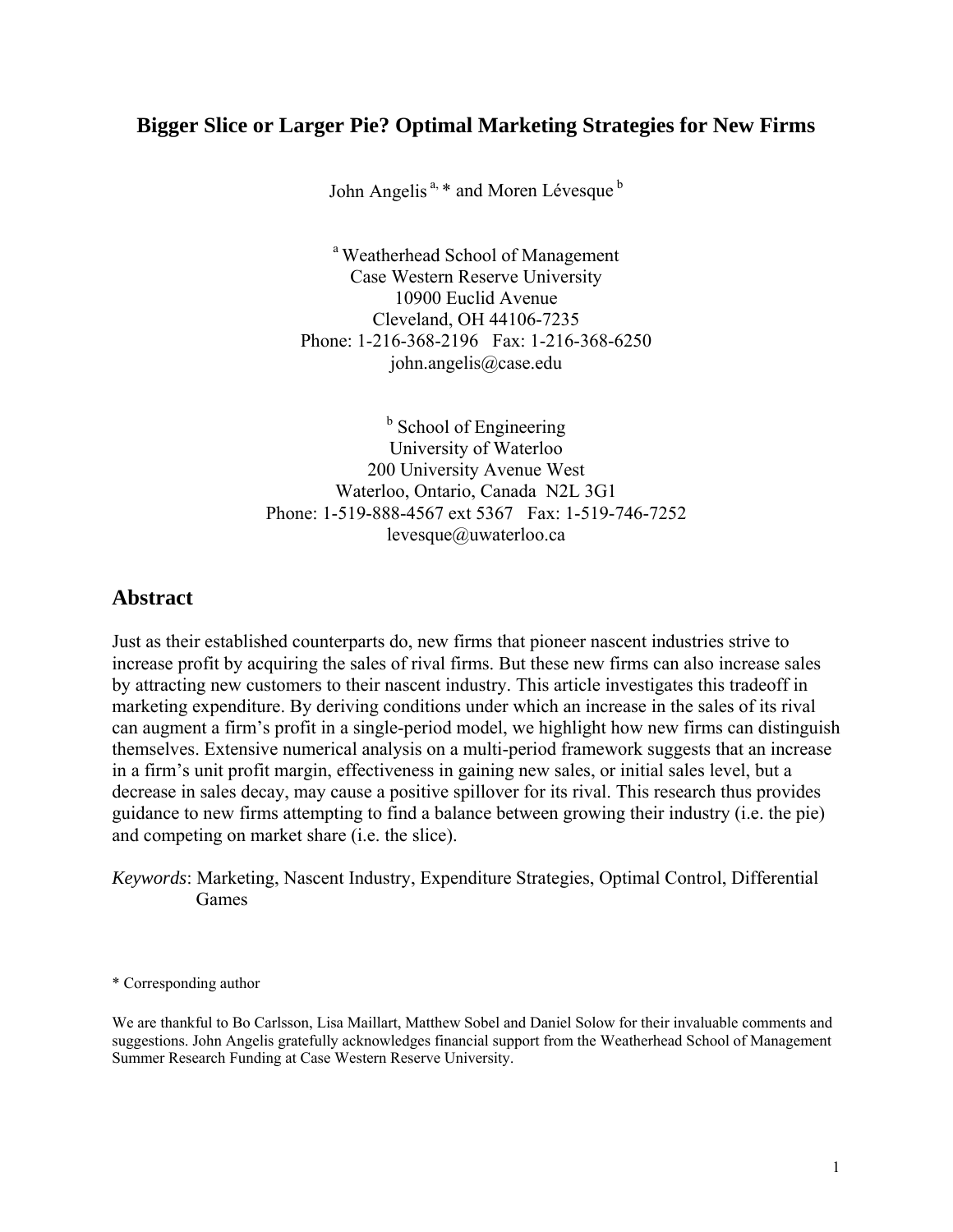# Bigger Slice or Larger Pie? Optimal Marketing Strategies for New Firms

John Angelis [a, *] and Moren Lévesque [b]

[a] Weatherhead School of Management
Case Western Reserve University
10900 Euclid Avenue
Cleveland, OH 44106-7235
Phone: 1-216-368-2196   Fax: 1-216-368-6250
john.angelis@case.edu

[b] School of Engineering
University of Waterloo
200 University Avenue West
Waterloo, Ontario, Canada  N2L 3G1
Phone: 1-519-888-4567 ext 5367   Fax: 1-519-746-7252
levesque@uwaterloo.ca

## Abstract

Just as their established counterparts do, new firms that pioneer nascent industries strive to increase profit by acquiring the sales of rival firms. But these new firms can also increase sales by attracting new customers to their nascent industry. This article investigates this tradeoff in marketing expenditure. By deriving conditions under which an increase in the sales of its rival can augment a firm's profit in a single-period model, we highlight how new firms can distinguish themselves. Extensive numerical analysis on a multi-period framework suggests that an increase in a firm's unit profit margin, effectiveness in gaining new sales, or initial sales level, but a decrease in sales decay, may cause a positive spillover for its rival. This research thus provides guidance to new firms attempting to find a balance between growing their industry (i.e. the pie) and competing on market share (i.e. the slice).

*Keywords*: Marketing, Nascent Industry, Expenditure Strategies, Optimal Control, Differential Games

\* Corresponding author

We are thankful to Bo Carlsson, Lisa Maillart, Matthew Sobel and Daniel Solow for their invaluable comments and suggestions. John Angelis gratefully acknowledges financial support from the Weatherhead School of Management Summer Research Funding at Case Western Reserve University.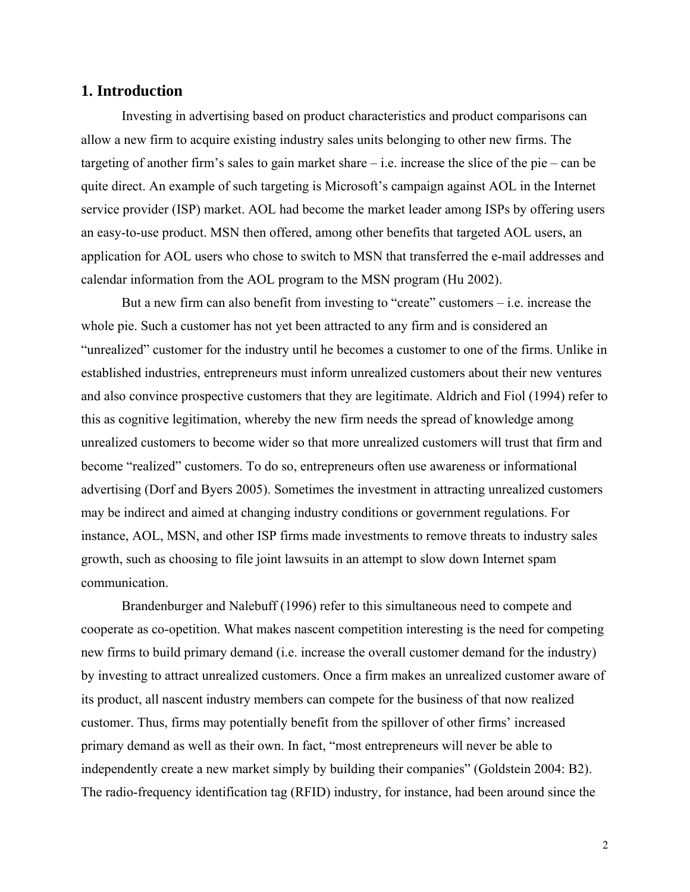## 1. Introduction

Investing in advertising based on product characteristics and product comparisons can allow a new firm to acquire existing industry sales units belonging to other new firms. The targeting of another firm's sales to gain market share – i.e. increase the slice of the pie – can be quite direct. An example of such targeting is Microsoft's campaign against AOL in the Internet service provider (ISP) market. AOL had become the market leader among ISPs by offering users an easy-to-use product. MSN then offered, among other benefits that targeted AOL users, an application for AOL users who chose to switch to MSN that transferred the e-mail addresses and calendar information from the AOL program to the MSN program (Hu 2002).

But a new firm can also benefit from investing to "create" customers – i.e. increase the whole pie. Such a customer has not yet been attracted to any firm and is considered an "unrealized" customer for the industry until he becomes a customer to one of the firms. Unlike in established industries, entrepreneurs must inform unrealized customers about their new ventures and also convince prospective customers that they are legitimate. Aldrich and Fiol (1994) refer to this as cognitive legitimation, whereby the new firm needs the spread of knowledge among unrealized customers to become wider so that more unrealized customers will trust that firm and become "realized" customers. To do so, entrepreneurs often use awareness or informational advertising (Dorf and Byers 2005). Sometimes the investment in attracting unrealized customers may be indirect and aimed at changing industry conditions or government regulations. For instance, AOL, MSN, and other ISP firms made investments to remove threats to industry sales growth, such as choosing to file joint lawsuits in an attempt to slow down Internet spam communication.

Brandenburger and Nalebuff (1996) refer to this simultaneous need to compete and cooperate as co-opetition. What makes nascent competition interesting is the need for competing new firms to build primary demand (i.e. increase the overall customer demand for the industry) by investing to attract unrealized customers. Once a firm makes an unrealized customer aware of its product, all nascent industry members can compete for the business of that now realized customer. Thus, firms may potentially benefit from the spillover of other firms' increased primary demand as well as their own. In fact, "most entrepreneurs will never be able to independently create a new market simply by building their companies" (Goldstein 2004: B2). The radio-frequency identification tag (RFID) industry, for instance, had been around since the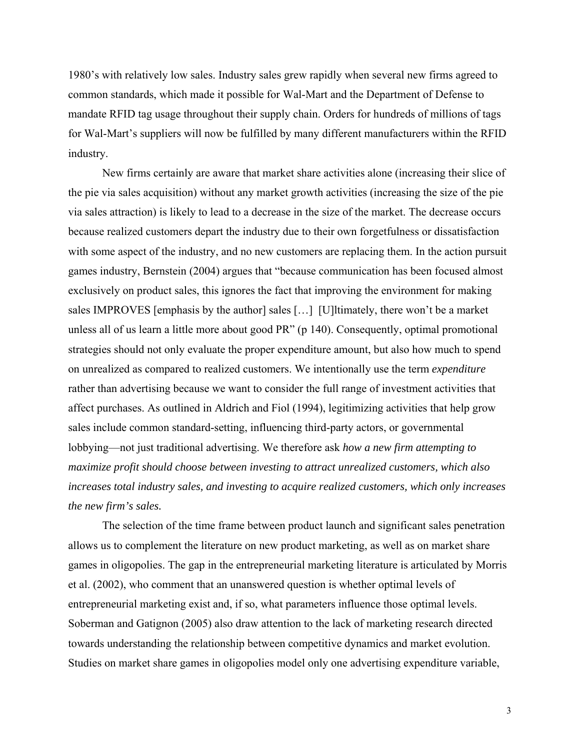1980's with relatively low sales. Industry sales grew rapidly when several new firms agreed to common standards, which made it possible for Wal-Mart and the Department of Defense to mandate RFID tag usage throughout their supply chain. Orders for hundreds of millions of tags for Wal-Mart's suppliers will now be fulfilled by many different manufacturers within the RFID industry.

New firms certainly are aware that market share activities alone (increasing their slice of the pie via sales acquisition) without any market growth activities (increasing the size of the pie via sales attraction) is likely to lead to a decrease in the size of the market. The decrease occurs because realized customers depart the industry due to their own forgetfulness or dissatisfaction with some aspect of the industry, and no new customers are replacing them. In the action pursuit games industry, Bernstein (2004) argues that "because communication has been focused almost exclusively on product sales, this ignores the fact that improving the environment for making sales IMPROVES [emphasis by the author] sales […] [U]ltimately, there won't be a market unless all of us learn a little more about good PR" (p 140). Consequently, optimal promotional strategies should not only evaluate the proper expenditure amount, but also how much to spend on unrealized as compared to realized customers. We intentionally use the term *expenditure* rather than advertising because we want to consider the full range of investment activities that affect purchases. As outlined in Aldrich and Fiol (1994), legitimizing activities that help grow sales include common standard-setting, influencing third-party actors, or governmental lobbying—not just traditional advertising. We therefore ask *how a new firm attempting to maximize profit should choose between investing to attract unrealized customers, which also increases total industry sales, and investing to acquire realized customers, which only increases the new firm's sales.*

The selection of the time frame between product launch and significant sales penetration allows us to complement the literature on new product marketing, as well as on market share games in oligopolies. The gap in the entrepreneurial marketing literature is articulated by Morris et al. (2002), who comment that an unanswered question is whether optimal levels of entrepreneurial marketing exist and, if so, what parameters influence those optimal levels. Soberman and Gatignon (2005) also draw attention to the lack of marketing research directed towards understanding the relationship between competitive dynamics and market evolution. Studies on market share games in oligopolies model only one advertising expenditure variable,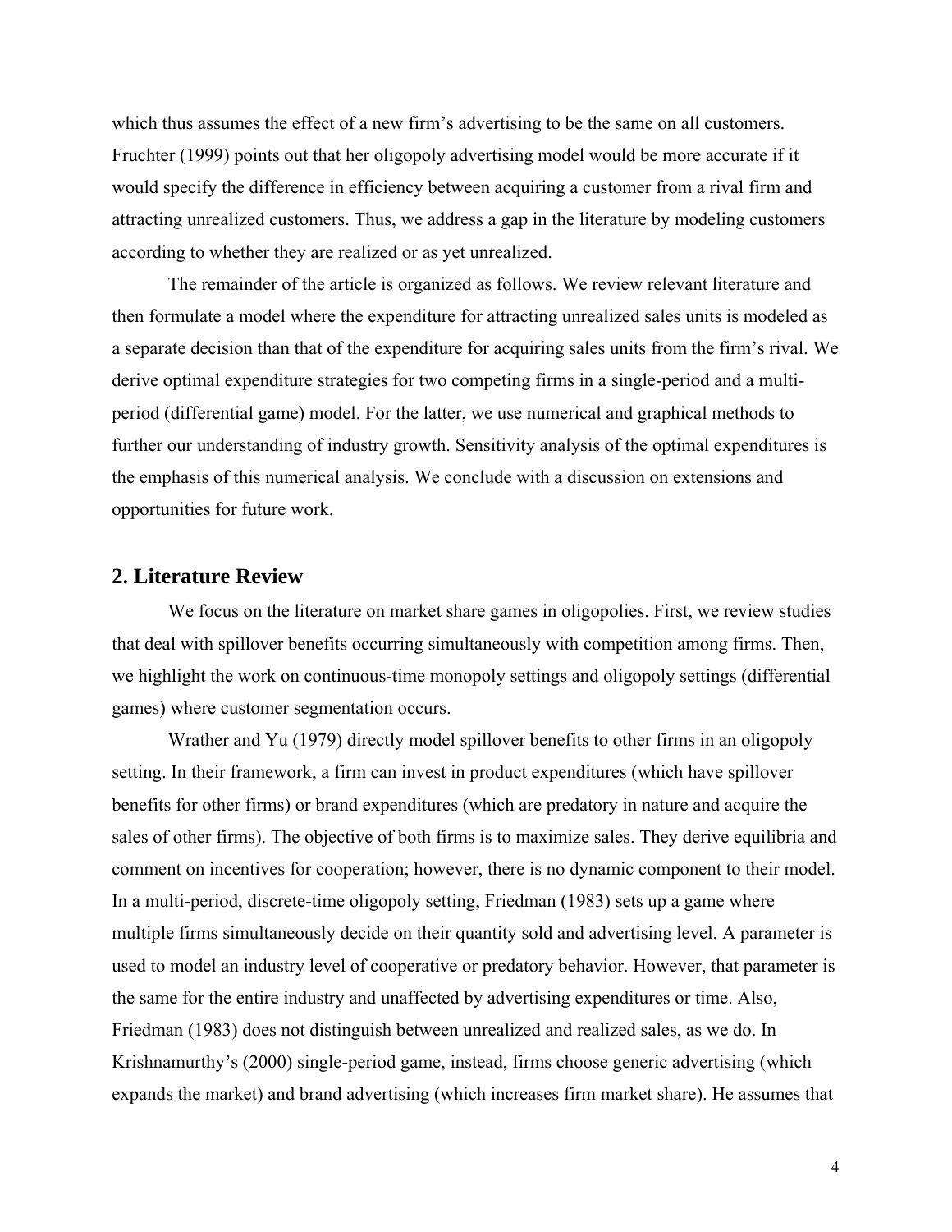which thus assumes the effect of a new firm's advertising to be the same on all customers. Fruchter (1999) points out that her oligopoly advertising model would be more accurate if it would specify the difference in efficiency between acquiring a customer from a rival firm and attracting unrealized customers. Thus, we address a gap in the literature by modeling customers according to whether they are realized or as yet unrealized.

The remainder of the article is organized as follows. We review relevant literature and then formulate a model where the expenditure for attracting unrealized sales units is modeled as a separate decision than that of the expenditure for acquiring sales units from the firm's rival. We derive optimal expenditure strategies for two competing firms in a single-period and a multi-period (differential game) model. For the latter, we use numerical and graphical methods to further our understanding of industry growth. Sensitivity analysis of the optimal expenditures is the emphasis of this numerical analysis. We conclude with a discussion on extensions and opportunities for future work.

## 2. Literature Review

We focus on the literature on market share games in oligopolies. First, we review studies that deal with spillover benefits occurring simultaneously with competition among firms. Then, we highlight the work on continuous-time monopoly settings and oligopoly settings (differential games) where customer segmentation occurs.

Wrather and Yu (1979) directly model spillover benefits to other firms in an oligopoly setting. In their framework, a firm can invest in product expenditures (which have spillover benefits for other firms) or brand expenditures (which are predatory in nature and acquire the sales of other firms). The objective of both firms is to maximize sales. They derive equilibria and comment on incentives for cooperation; however, there is no dynamic component to their model. In a multi-period, discrete-time oligopoly setting, Friedman (1983) sets up a game where multiple firms simultaneously decide on their quantity sold and advertising level. A parameter is used to model an industry level of cooperative or predatory behavior. However, that parameter is the same for the entire industry and unaffected by advertising expenditures or time. Also, Friedman (1983) does not distinguish between unrealized and realized sales, as we do. In Krishnamurthy's (2000) single-period game, instead, firms choose generic advertising (which expands the market) and brand advertising (which increases firm market share). He assumes that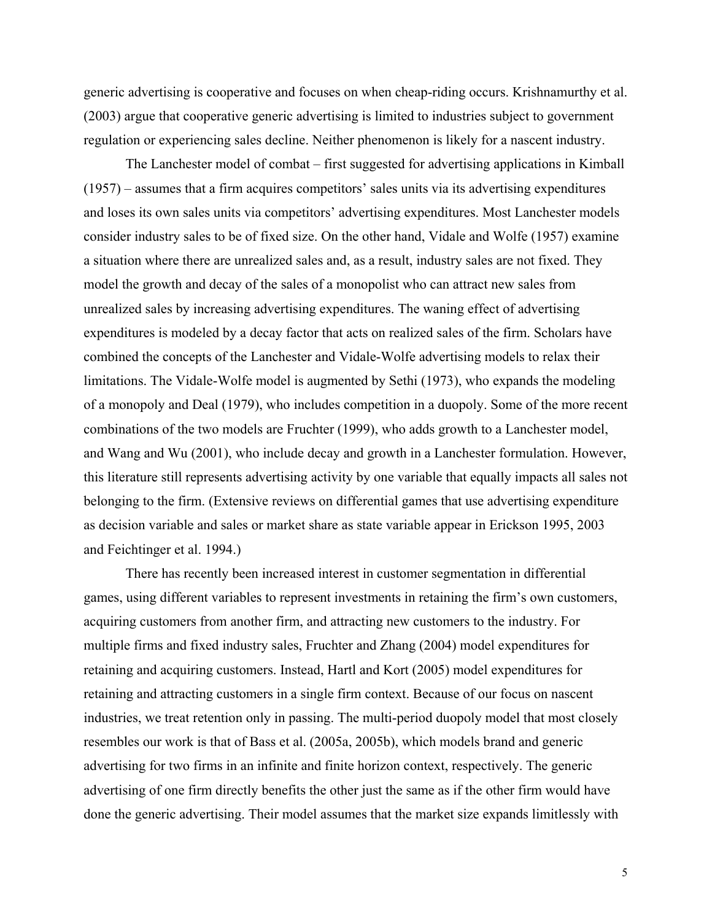generic advertising is cooperative and focuses on when cheap-riding occurs. Krishnamurthy et al. (2003) argue that cooperative generic advertising is limited to industries subject to government regulation or experiencing sales decline. Neither phenomenon is likely for a nascent industry.

The Lanchester model of combat – first suggested for advertising applications in Kimball (1957) – assumes that a firm acquires competitors' sales units via its advertising expenditures and loses its own sales units via competitors' advertising expenditures. Most Lanchester models consider industry sales to be of fixed size. On the other hand, Vidale and Wolfe (1957) examine a situation where there are unrealized sales and, as a result, industry sales are not fixed. They model the growth and decay of the sales of a monopolist who can attract new sales from unrealized sales by increasing advertising expenditures. The waning effect of advertising expenditures is modeled by a decay factor that acts on realized sales of the firm. Scholars have combined the concepts of the Lanchester and Vidale-Wolfe advertising models to relax their limitations. The Vidale-Wolfe model is augmented by Sethi (1973), who expands the modeling of a monopoly and Deal (1979), who includes competition in a duopoly. Some of the more recent combinations of the two models are Fruchter (1999), who adds growth to a Lanchester model, and Wang and Wu (2001), who include decay and growth in a Lanchester formulation. However, this literature still represents advertising activity by one variable that equally impacts all sales not belonging to the firm. (Extensive reviews on differential games that use advertising expenditure as decision variable and sales or market share as state variable appear in Erickson 1995, 2003 and Feichtinger et al. 1994.)

There has recently been increased interest in customer segmentation in differential games, using different variables to represent investments in retaining the firm's own customers, acquiring customers from another firm, and attracting new customers to the industry. For multiple firms and fixed industry sales, Fruchter and Zhang (2004) model expenditures for retaining and acquiring customers. Instead, Hartl and Kort (2005) model expenditures for retaining and attracting customers in a single firm context. Because of our focus on nascent industries, we treat retention only in passing. The multi-period duopoly model that most closely resembles our work is that of Bass et al. (2005a, 2005b), which models brand and generic advertising for two firms in an infinite and finite horizon context, respectively. The generic advertising of one firm directly benefits the other just the same as if the other firm would have done the generic advertising. Their model assumes that the market size expands limitlessly with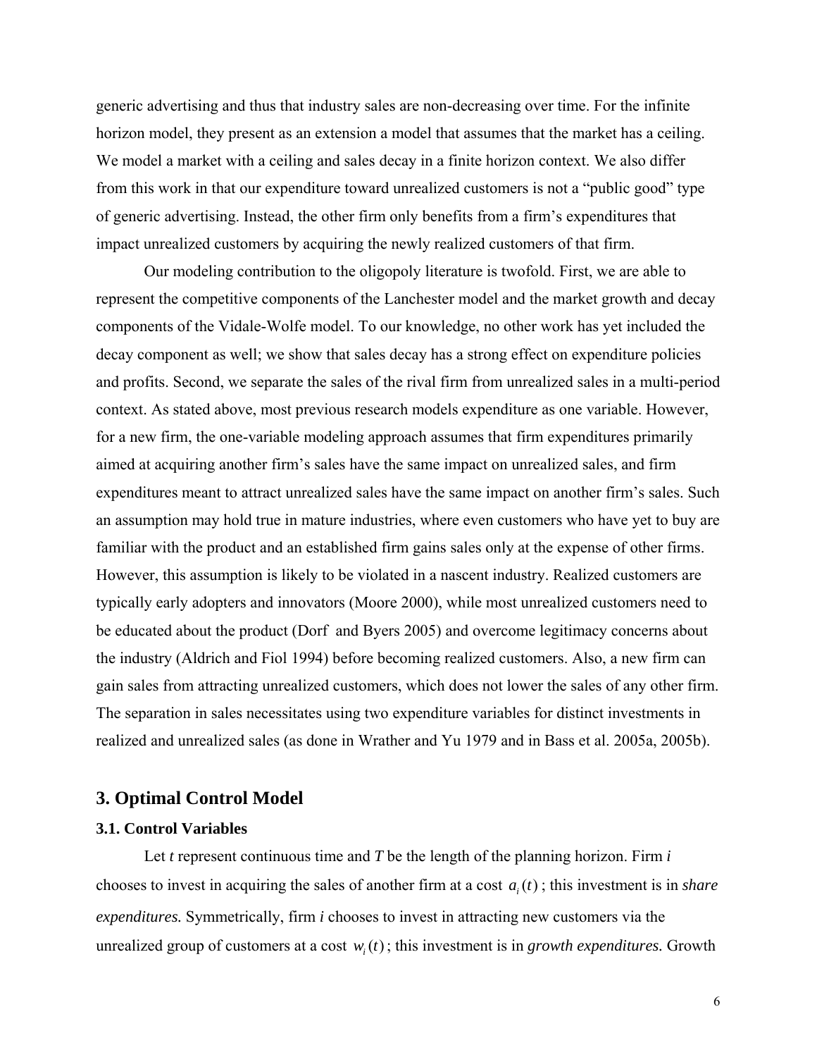generic advertising and thus that industry sales are non-decreasing over time. For the infinite horizon model, they present as an extension a model that assumes that the market has a ceiling. We model a market with a ceiling and sales decay in a finite horizon context. We also differ from this work in that our expenditure toward unrealized customers is not a "public good" type of generic advertising. Instead, the other firm only benefits from a firm's expenditures that impact unrealized customers by acquiring the newly realized customers of that firm.

Our modeling contribution to the oligopoly literature is twofold. First, we are able to represent the competitive components of the Lanchester model and the market growth and decay components of the Vidale-Wolfe model. To our knowledge, no other work has yet included the decay component as well; we show that sales decay has a strong effect on expenditure policies and profits. Second, we separate the sales of the rival firm from unrealized sales in a multi-period context. As stated above, most previous research models expenditure as one variable. However, for a new firm, the one-variable modeling approach assumes that firm expenditures primarily aimed at acquiring another firm's sales have the same impact on unrealized sales, and firm expenditures meant to attract unrealized sales have the same impact on another firm's sales. Such an assumption may hold true in mature industries, where even customers who have yet to buy are familiar with the product and an established firm gains sales only at the expense of other firms. However, this assumption is likely to be violated in a nascent industry. Realized customers are typically early adopters and innovators (Moore 2000), while most unrealized customers need to be educated about the product (Dorf and Byers 2005) and overcome legitimacy concerns about the industry (Aldrich and Fiol 1994) before becoming realized customers. Also, a new firm can gain sales from attracting unrealized customers, which does not lower the sales of any other firm. The separation in sales necessitates using two expenditure variables for distinct investments in realized and unrealized sales (as done in Wrather and Yu 1979 and in Bass et al. 2005a, 2005b).

## 3. Optimal Control Model

### 3.1. Control Variables

Let $t$ represent continuous time and $T$ be the length of the planning horizon. Firm $i$ chooses to invest in acquiring the sales of another firm at a cost $a_i(t)$; this investment is in *share expenditures.* Symmetrically, firm $i$ chooses to invest in attracting new customers via the unrealized group of customers at a cost $w_i(t)$; this investment is in *growth expenditures.* Growth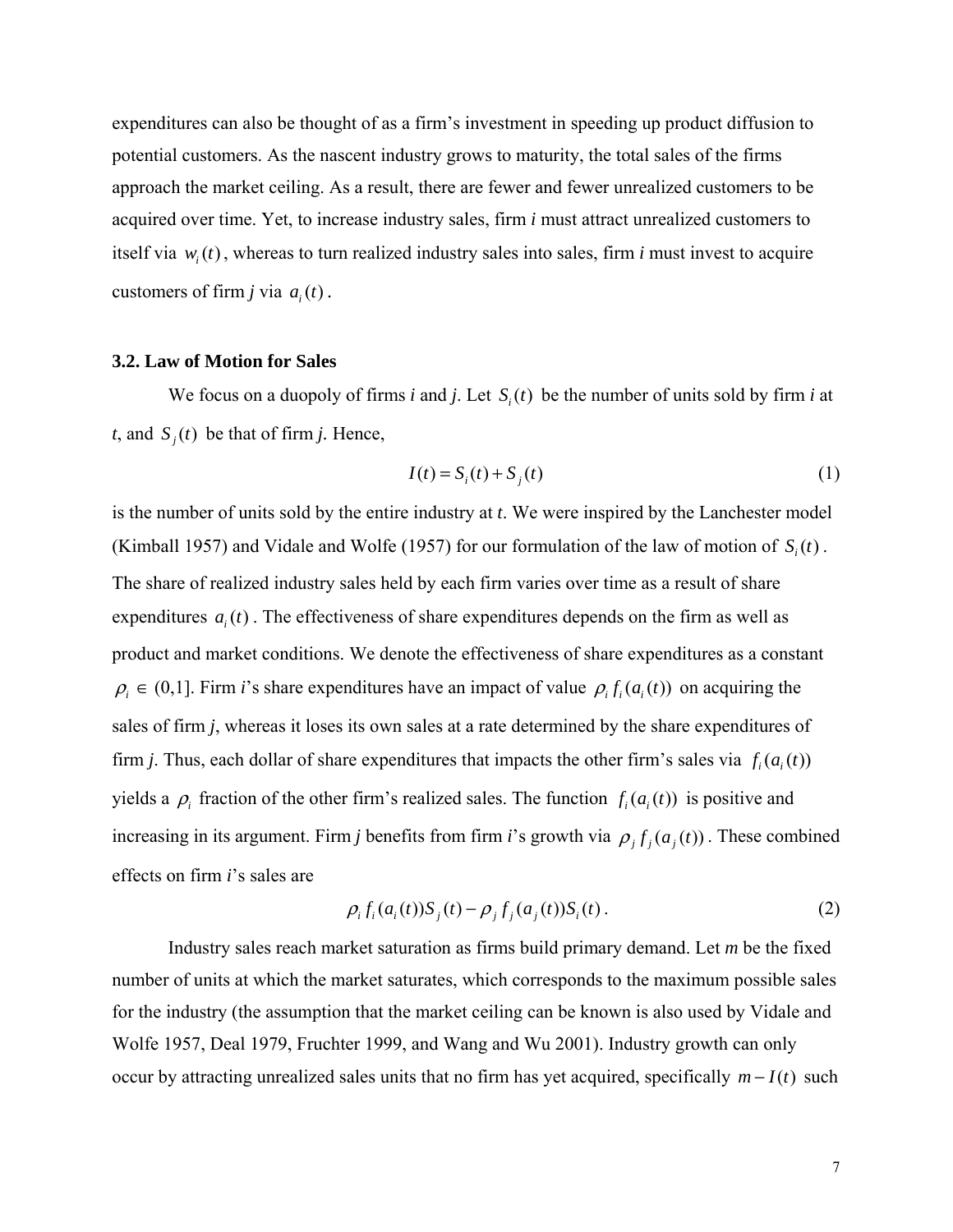expenditures can also be thought of as a firm's investment in speeding up product diffusion to potential customers. As the nascent industry grows to maturity, the total sales of the firms approach the market ceiling. As a result, there are fewer and fewer unrealized customers to be acquired over time. Yet, to increase industry sales, firm *i* must attract unrealized customers to itself via $w_i(t)$, whereas to turn realized industry sales into sales, firm *i* must invest to acquire customers of firm *j* via $a_i(t)$.

### 3.2. Law of Motion for Sales

We focus on a duopoly of firms *i* and *j*. Let $S_i(t)$ be the number of units sold by firm *i* at *t*, and $S_j(t)$ be that of firm *j*. Hence,

$$I(t) = S_i(t) + S_j(t) \tag{1}$$

is the number of units sold by the entire industry at *t*. We were inspired by the Lanchester model (Kimball 1957) and Vidale and Wolfe (1957) for our formulation of the law of motion of $S_i(t)$. The share of realized industry sales held by each firm varies over time as a result of share expenditures $a_i(t)$. The effectiveness of share expenditures depends on the firm as well as product and market conditions. We denote the effectiveness of share expenditures as a constant $\rho_i \in (0,1]$. Firm *i*'s share expenditures have an impact of value $\rho_i f_i(a_i(t))$ on acquiring the sales of firm *j*, whereas it loses its own sales at a rate determined by the share expenditures of firm *j*. Thus, each dollar of share expenditures that impacts the other firm's sales via $f_i(a_i(t))$ yields a $\rho_i$ fraction of the other firm's realized sales. The function $f_i(a_i(t))$ is positive and increasing in its argument. Firm *j* benefits from firm *i*'s growth via $\rho_j f_j(a_j(t))$. These combined effects on firm *i*'s sales are

$$\rho_i f_i(a_i(t)) S_j(t) - \rho_j f_j(a_j(t)) S_i(t). \tag{2}$$

Industry sales reach market saturation as firms build primary demand. Let *m* be the fixed number of units at which the market saturates, which corresponds to the maximum possible sales for the industry (the assumption that the market ceiling can be known is also used by Vidale and Wolfe 1957, Deal 1979, Fruchter 1999, and Wang and Wu 2001). Industry growth can only occur by attracting unrealized sales units that no firm has yet acquired, specifically $m - I(t)$ such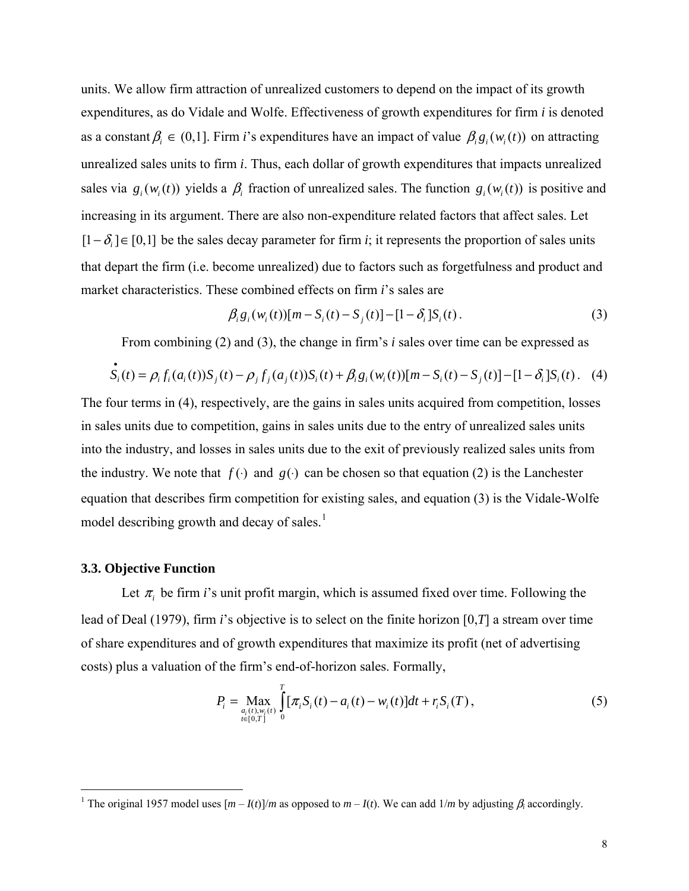units. We allow firm attraction of unrealized customers to depend on the impact of its growth expenditures, as do Vidale and Wolfe. Effectiveness of growth expenditures for firm *i* is denoted as a constant $\beta_i \in (0,1]$. Firm *i*'s expenditures have an impact of value $\beta_i g_i(w_i(t))$ on attracting unrealized sales units to firm *i*. Thus, each dollar of growth expenditures that impacts unrealized sales via $g_i(w_i(t))$ yields a $\beta_i$ fraction of unrealized sales. The function $g_i(w_i(t))$ is positive and increasing in its argument. There are also non-expenditure related factors that affect sales. Let $[1-\delta_i] \in [0,1]$ be the sales decay parameter for firm *i*; it represents the proportion of sales units that depart the firm (i.e. become unrealized) due to factors such as forgetfulness and product and market characteristics. These combined effects on firm *i*'s sales are

$$\beta_i g_i(w_i(t))[m - S_i(t) - S_j(t)] - [1-\delta_i]S_i(t). \tag{3}$$

From combining (2) and (3), the change in firm's *i* sales over time can be expressed as

$$\dot{S}_i(t) = \rho_i f_i(a_i(t))S_j(t) - \rho_j f_j(a_j(t))S_i(t) + \beta_i g_i(w_i(t))[m - S_i(t) - S_j(t)] - [1-\delta_i]S_i(t). \tag{4}$$

The four terms in (4), respectively, are the gains in sales units acquired from competition, losses in sales units due to competition, gains in sales units due to the entry of unrealized sales units into the industry, and losses in sales units due to the exit of previously realized sales units from the industry. We note that $f(\cdot)$ and $g(\cdot)$ can be chosen so that equation (2) is the Lanchester equation that describes firm competition for existing sales, and equation (3) is the Vidale-Wolfe model describing growth and decay of sales.[1]

### 3.3. Objective Function

Let $\pi_i$ be firm *i*'s unit profit margin, which is assumed fixed over time. Following the lead of Deal (1979), firm *i*'s objective is to select on the finite horizon [0,*T*] a stream over time of share expenditures and of growth expenditures that maximize its profit (net of advertising costs) plus a valuation of the firm's end-of-horizon sales. Formally,

$$P_i = \underset{\substack{a_i(t), w_i(t) \\ t\in[0,T]}}{\text{Max}} \int_0^T [\pi_i S_i(t) - a_i(t) - w_i(t)]dt + r_i S_i(T), \tag{5}$$

---

[1] The original 1957 model uses $[m - I(t)]/m$ as opposed to $m - I(t)$. We can add $1/m$ by adjusting $\beta_i$ accordingly.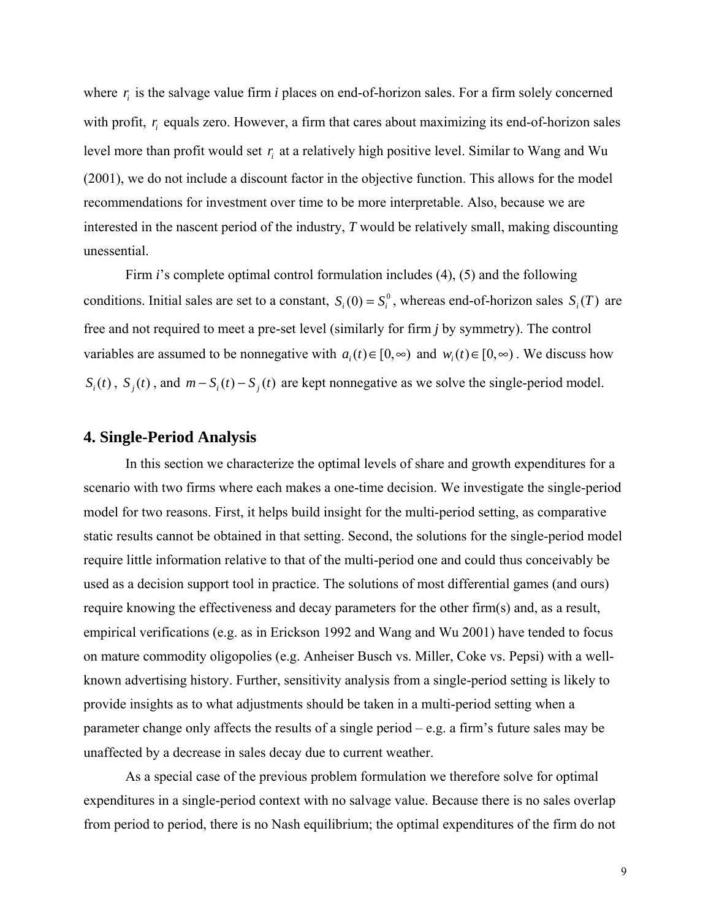where $r_i$ is the salvage value firm *i* places on end-of-horizon sales. For a firm solely concerned with profit, $r_i$ equals zero. However, a firm that cares about maximizing its end-of-horizon sales level more than profit would set $r_i$ at a relatively high positive level. Similar to Wang and Wu (2001), we do not include a discount factor in the objective function. This allows for the model recommendations for investment over time to be more interpretable. Also, because we are interested in the nascent period of the industry, *T* would be relatively small, making discounting unessential.

Firm *i*'s complete optimal control formulation includes (4), (5) and the following conditions. Initial sales are set to a constant, $S_i(0) = S_i^0$, whereas end-of-horizon sales $S_i(T)$ are free and not required to meet a pre-set level (similarly for firm *j* by symmetry). The control variables are assumed to be nonnegative with $a_i(t) \in [0, \infty)$ and $w_i(t) \in [0, \infty)$. We discuss how $S_i(t)$, $S_j(t)$, and $m - S_i(t) - S_j(t)$ are kept nonnegative as we solve the single-period model.

## 4. Single-Period Analysis

In this section we characterize the optimal levels of share and growth expenditures for a scenario with two firms where each makes a one-time decision. We investigate the single-period model for two reasons. First, it helps build insight for the multi-period setting, as comparative static results cannot be obtained in that setting. Second, the solutions for the single-period model require little information relative to that of the multi-period one and could thus conceivably be used as a decision support tool in practice. The solutions of most differential games (and ours) require knowing the effectiveness and decay parameters for the other firm(s) and, as a result, empirical verifications (e.g. as in Erickson 1992 and Wang and Wu 2001) have tended to focus on mature commodity oligopolies (e.g. Anheiser Busch vs. Miller, Coke vs. Pepsi) with a well-known advertising history. Further, sensitivity analysis from a single-period setting is likely to provide insights as to what adjustments should be taken in a multi-period setting when a parameter change only affects the results of a single period – e.g. a firm's future sales may be unaffected by a decrease in sales decay due to current weather.

As a special case of the previous problem formulation we therefore solve for optimal expenditures in a single-period context with no salvage value. Because there is no sales overlap from period to period, there is no Nash equilibrium; the optimal expenditures of the firm do not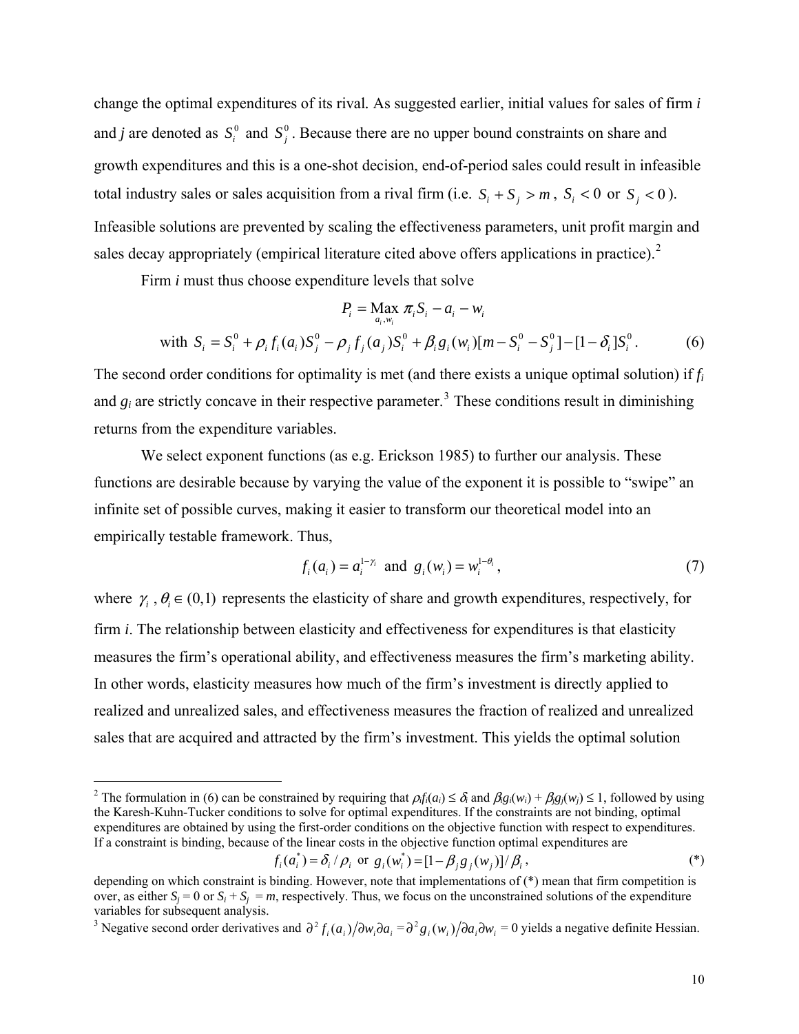change the optimal expenditures of its rival. As suggested earlier, initial values for sales of firm *i* and *j* are denoted as $S_i^0$ and $S_j^0$. Because there are no upper bound constraints on share and growth expenditures and this is a one-shot decision, end-of-period sales could result in infeasible total industry sales or sales acquisition from a rival firm (i.e. $S_i + S_j > m$, $S_i < 0$ or $S_j < 0$). Infeasible solutions are prevented by scaling the effectiveness parameters, unit profit margin and sales decay appropriately (empirical literature cited above offers applications in practice).[2]

Firm *i* must thus choose expenditure levels that solve

$$P_i = \underset{a_i, w_i}{\text{Max}} \; \pi_i S_i - a_i - w_i$$

$$\text{with } S_i = S_i^0 + \rho_i f_i(a_i) S_j^0 - \rho_j f_j(a_j) S_i^0 + \beta_i g_i(w_i)[m - S_i^0 - S_j^0] - [1 - \delta_i] S_i^0 . \tag{6}$$

The second order conditions for optimality is met (and there exists a unique optimal solution) if $f_i$ and $g_i$ are strictly concave in their respective parameter.[3] These conditions result in diminishing returns from the expenditure variables.

We select exponent functions (as e.g. Erickson 1985) to further our analysis. These functions are desirable because by varying the value of the exponent it is possible to "swipe" an infinite set of possible curves, making it easier to transform our theoretical model into an empirically testable framework. Thus,

$$f_i(a_i) = a_i^{1-\gamma_i} \text{ and } g_i(w_i) = w_i^{1-\theta_i}, \tag{7}$$

where $\gamma_i$, $\theta_i \in (0,1)$ represents the elasticity of share and growth expenditures, respectively, for firm *i*. The relationship between elasticity and effectiveness for expenditures is that elasticity measures the firm's operational ability, and effectiveness measures the firm's marketing ability. In other words, elasticity measures how much of the firm's investment is directly applied to realized and unrealized sales, and effectiveness measures the fraction of realized and unrealized sales that are acquired and attracted by the firm's investment. This yields the optimal solution

---

[2] The formulation in (6) can be constrained by requiring that $\rho_i f_i(a_i) \leq \delta_i$ and $\beta_i g_i(w_i) + \beta_j g_j(w_j) \leq 1$, followed by using the Karesh-Kuhn-Tucker conditions to solve for optimal expenditures. If the constraints are not binding, optimal expenditures are obtained by using the first-order conditions on the objective function with respect to expenditures. If a constraint is binding, because of the linear costs in the objective function optimal expenditures are

$$f_i(a_i^*) = \delta_i / \rho_i \text{ or } g_i(w_i^*) = [1 - \beta_j g_j(w_j)] / \beta_i , \tag{*}$$

depending on which constraint is binding. However, note that implementations of (*) mean that firm competition is over, as either $S_j = 0$ or $S_i + S_j = m$, respectively. Thus, we focus on the unconstrained solutions of the expenditure variables for subsequent analysis.

[3] Negative second order derivatives and $\partial^2 f_i(a_i) / \partial w_i \partial a_i = \partial^2 g_i(w_i) / \partial a_i \partial w_i = 0$ yields a negative definite Hessian.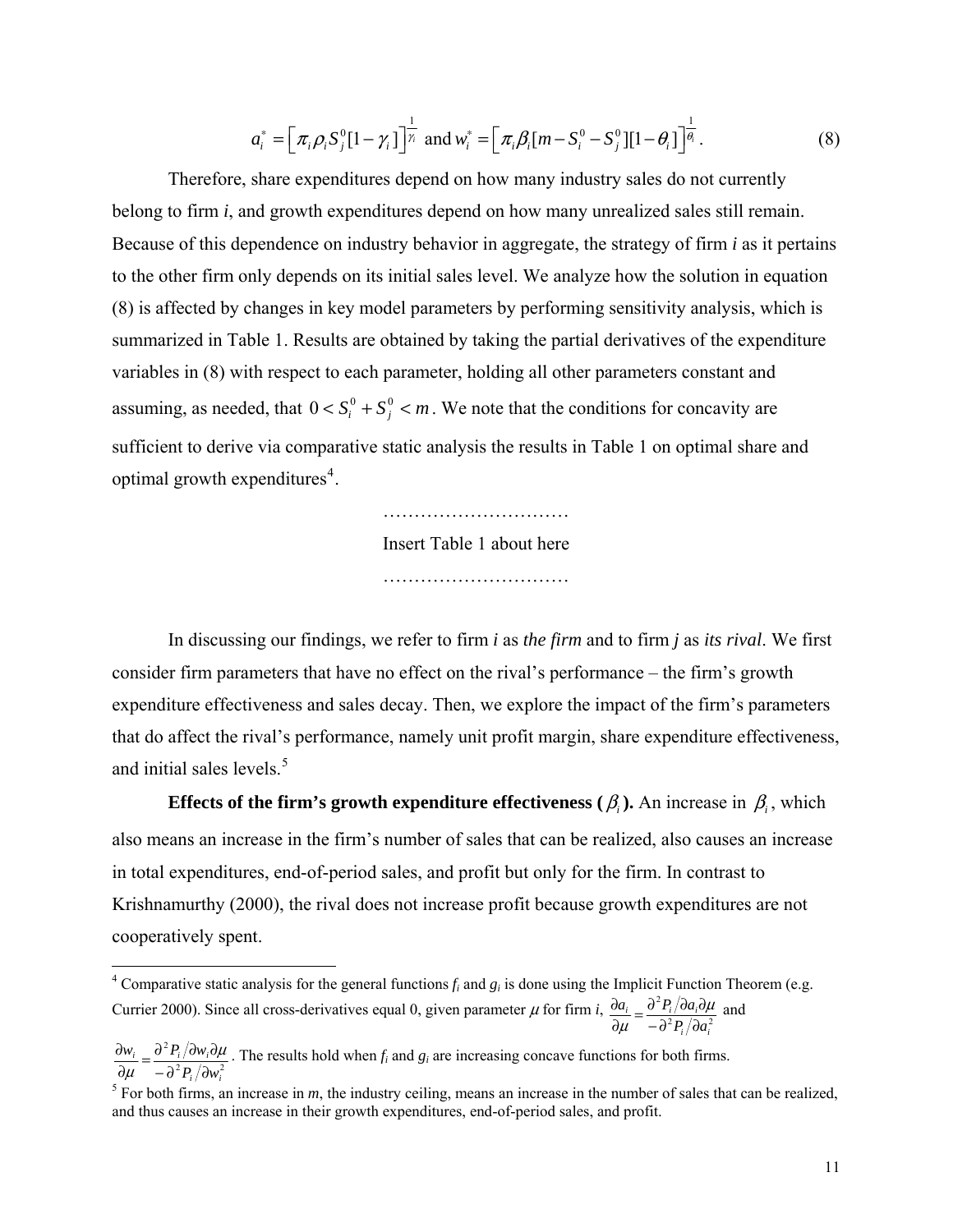$$a_i^* = \left[ \pi_i \rho_i S_j^0 [1-\gamma_i] \right]^{\frac{1}{\gamma_i}} \text{ and } w_i^* = \left[ \pi_i \beta_i [m - S_i^0 - S_j^0][1-\theta_i] \right]^{\frac{1}{\theta_i}}. \tag{8}$$

Therefore, share expenditures depend on how many industry sales do not currently belong to firm *i*, and growth expenditures depend on how many unrealized sales still remain. Because of this dependence on industry behavior in aggregate, the strategy of firm *i* as it pertains to the other firm only depends on its initial sales level. We analyze how the solution in equation (8) is affected by changes in key model parameters by performing sensitivity analysis, which is summarized in Table 1. Results are obtained by taking the partial derivatives of the expenditure variables in (8) with respect to each parameter, holding all other parameters constant and assuming, as needed, that $0 < S_i^0 + S_j^0 < m$. We note that the conditions for concavity are sufficient to derive via comparative static analysis the results in Table 1 on optimal share and optimal growth expenditures[4].

…………………………

Insert Table 1 about here

…………………………

In discussing our findings, we refer to firm *i* as *the firm* and to firm *j* as *its rival*. We first consider firm parameters that have no effect on the rival's performance – the firm's growth expenditure effectiveness and sales decay. Then, we explore the impact of the firm's parameters that do affect the rival's performance, namely unit profit margin, share expenditure effectiveness, and initial sales levels.[5]

**Effects of the firm's growth expenditure effectiveness ($\beta_i$).** An increase in $\beta_i$, which also means an increase in the firm's number of sales that can be realized, also causes an increase in total expenditures, end-of-period sales, and profit but only for the firm. In contrast to Krishnamurthy (2000), the rival does not increase profit because growth expenditures are not cooperatively spent.

---

[4] Comparative static analysis for the general functions $f_i$ and $g_i$ is done using the Implicit Function Theorem (e.g. Currier 2000). Since all cross-derivatives equal 0, given parameter $\mu$ for firm *i*, $\frac{\partial a_i}{\partial \mu} = \frac{\partial^2 P_i / \partial a_i \partial \mu}{-\partial^2 P_i / \partial a_i^2}$ and $\frac{\partial w_i}{\partial \mu} = \frac{\partial^2 P_i / \partial w_i \partial \mu}{-\partial^2 P_i / \partial w_i^2}$. The results hold when $f_i$ and $g_i$ are increasing concave functions for both firms.

[5] For both firms, an increase in *m*, the industry ceiling, means an increase in the number of sales that can be realized, and thus causes an increase in their growth expenditures, end-of-period sales, and profit.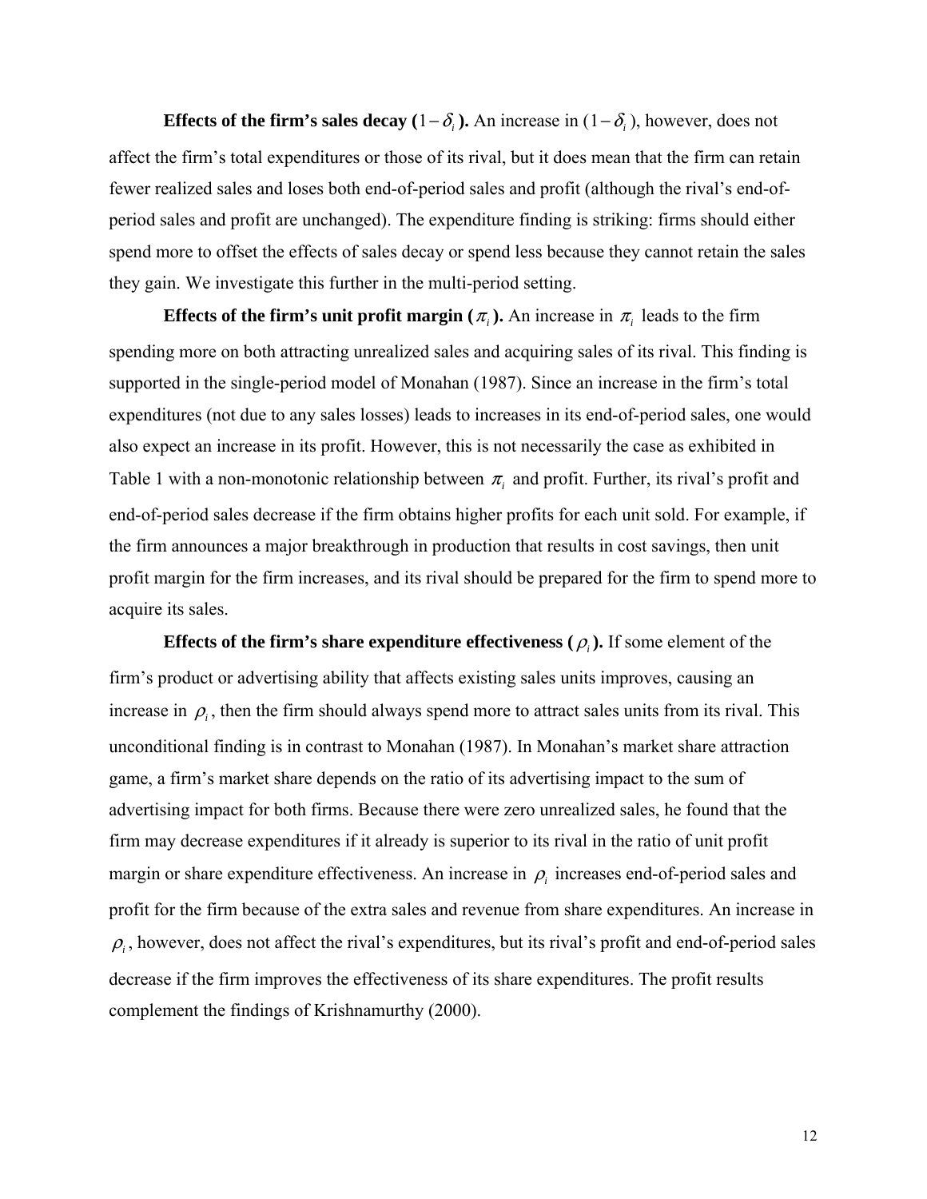**Effects of the firm's sales decay ($1-\delta_i$).** An increase in ($1-\delta_i$), however, does not affect the firm's total expenditures or those of its rival, but it does mean that the firm can retain fewer realized sales and loses both end-of-period sales and profit (although the rival's end-of-period sales and profit are unchanged). The expenditure finding is striking: firms should either spend more to offset the effects of sales decay or spend less because they cannot retain the sales they gain. We investigate this further in the multi-period setting.

**Effects of the firm's unit profit margin ($\pi_i$).** An increase in $\pi_i$ leads to the firm spending more on both attracting unrealized sales and acquiring sales of its rival. This finding is supported in the single-period model of Monahan (1987). Since an increase in the firm's total expenditures (not due to any sales losses) leads to increases in its end-of-period sales, one would also expect an increase in its profit. However, this is not necessarily the case as exhibited in Table 1 with a non-monotonic relationship between $\pi_i$ and profit. Further, its rival's profit and end-of-period sales decrease if the firm obtains higher profits for each unit sold. For example, if the firm announces a major breakthrough in production that results in cost savings, then unit profit margin for the firm increases, and its rival should be prepared for the firm to spend more to acquire its sales.

**Effects of the firm's share expenditure effectiveness ($\rho_i$).** If some element of the firm's product or advertising ability that affects existing sales units improves, causing an increase in $\rho_i$, then the firm should always spend more to attract sales units from its rival. This unconditional finding is in contrast to Monahan (1987). In Monahan's market share attraction game, a firm's market share depends on the ratio of its advertising impact to the sum of advertising impact for both firms. Because there were zero unrealized sales, he found that the firm may decrease expenditures if it already is superior to its rival in the ratio of unit profit margin or share expenditure effectiveness. An increase in $\rho_i$ increases end-of-period sales and profit for the firm because of the extra sales and revenue from share expenditures. An increase in $\rho_i$, however, does not affect the rival's expenditures, but its rival's profit and end-of-period sales decrease if the firm improves the effectiveness of its share expenditures. The profit results complement the findings of Krishnamurthy (2000).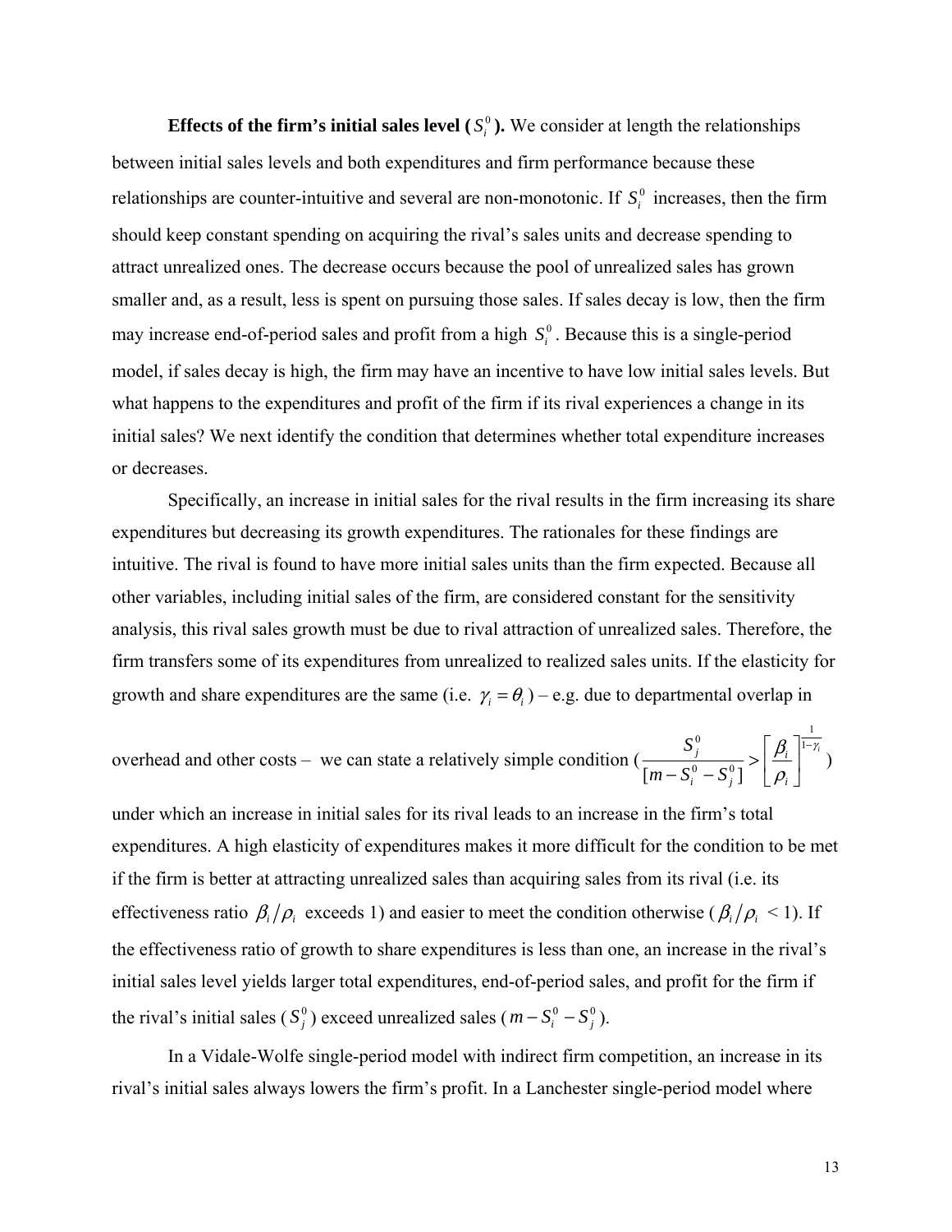**Effects of the firm's initial sales level ($S_i^0$).** We consider at length the relationships between initial sales levels and both expenditures and firm performance because these relationships are counter-intuitive and several are non-monotonic. If $S_i^0$ increases, then the firm should keep constant spending on acquiring the rival's sales units and decrease spending to attract unrealized ones. The decrease occurs because the pool of unrealized sales has grown smaller and, as a result, less is spent on pursuing those sales. If sales decay is low, then the firm may increase end-of-period sales and profit from a high $S_i^0$. Because this is a single-period model, if sales decay is high, the firm may have an incentive to have low initial sales levels. But what happens to the expenditures and profit of the firm if its rival experiences a change in its initial sales? We next identify the condition that determines whether total expenditure increases or decreases.

Specifically, an increase in initial sales for the rival results in the firm increasing its share expenditures but decreasing its growth expenditures. The rationales for these findings are intuitive. The rival is found to have more initial sales units than the firm expected. Because all other variables, including initial sales of the firm, are considered constant for the sensitivity analysis, this rival sales growth must be due to rival attraction of unrealized sales. Therefore, the firm transfers some of its expenditures from unrealized to realized sales units. If the elasticity for growth and share expenditures are the same (i.e. $\gamma_i = \theta_i$) – e.g. due to departmental overlap in overhead and other costs – we can state a relatively simple condition ($\frac{S_j^0}{[m - S_i^0 - S_j^0]} > \left[\frac{\beta_i}{\rho_i}\right]^{\frac{1}{1-\gamma_i}}$) under which an increase in initial sales for its rival leads to an increase in the firm's total expenditures. A high elasticity of expenditures makes it more difficult for the condition to be met if the firm is better at attracting unrealized sales than acquiring sales from its rival (i.e. its effectiveness ratio $\beta_i / \rho_i$ exceeds 1) and easier to meet the condition otherwise ($\beta_i / \rho_i < 1$). If the effectiveness ratio of growth to share expenditures is less than one, an increase in the rival's initial sales level yields larger total expenditures, end-of-period sales, and profit for the firm if the rival's initial sales ($S_j^0$) exceed unrealized sales ($m - S_i^0 - S_j^0$).

In a Vidale-Wolfe single-period model with indirect firm competition, an increase in its rival's initial sales always lowers the firm's profit. In a Lanchester single-period model where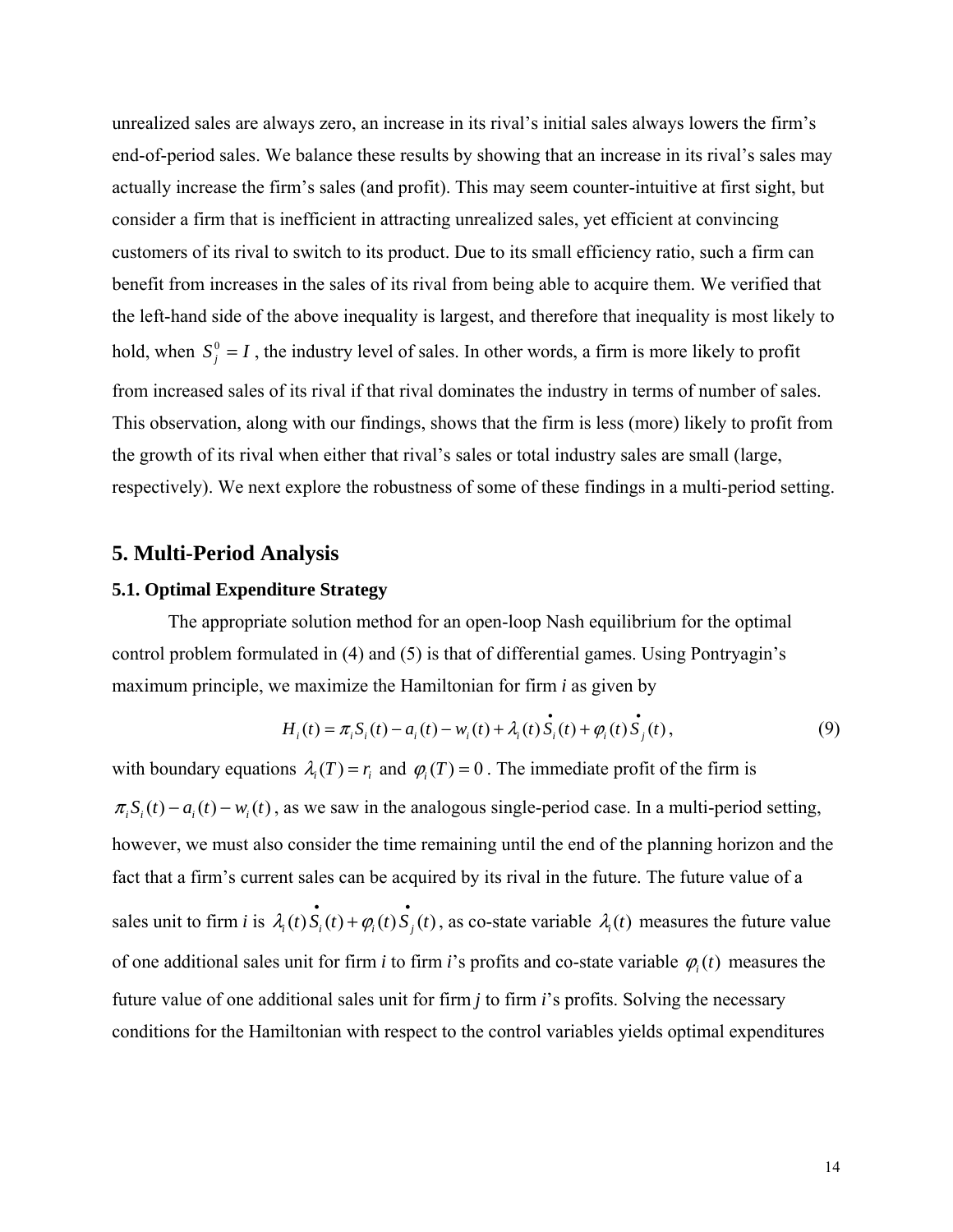unrealized sales are always zero, an increase in its rival's initial sales always lowers the firm's end-of-period sales. We balance these results by showing that an increase in its rival's sales may actually increase the firm's sales (and profit). This may seem counter-intuitive at first sight, but consider a firm that is inefficient in attracting unrealized sales, yet efficient at convincing customers of its rival to switch to its product. Due to its small efficiency ratio, such a firm can benefit from increases in the sales of its rival from being able to acquire them. We verified that the left-hand side of the above inequality is largest, and therefore that inequality is most likely to hold, when $S_j^0 = I$, the industry level of sales. In other words, a firm is more likely to profit from increased sales of its rival if that rival dominates the industry in terms of number of sales. This observation, along with our findings, shows that the firm is less (more) likely to profit from the growth of its rival when either that rival's sales or total industry sales are small (large, respectively). We next explore the robustness of some of these findings in a multi-period setting.

## 5. Multi-Period Analysis

### 5.1. Optimal Expenditure Strategy

The appropriate solution method for an open-loop Nash equilibrium for the optimal control problem formulated in (4) and (5) is that of differential games. Using Pontryagin's maximum principle, we maximize the Hamiltonian for firm *i* as given by

$$H_i(t) = \pi_i S_i(t) - a_i(t) - w_i(t) + \lambda_i(t)\dot{S}_i(t) + \varphi_i(t)\dot{S}_j(t), \tag{9}$$

with boundary equations $\lambda_i(T) = r_i$ and $\varphi_i(T) = 0$. The immediate profit of the firm is $\pi_i S_i(t) - a_i(t) - w_i(t)$, as we saw in the analogous single-period case. In a multi-period setting, however, we must also consider the time remaining until the end of the planning horizon and the fact that a firm's current sales can be acquired by its rival in the future. The future value of a sales unit to firm *i* is $\lambda_i(t)\dot{S}_i(t) + \varphi_i(t)\dot{S}_j(t)$, as co-state variable $\lambda_i(t)$ measures the future value of one additional sales unit for firm *i* to firm *i*'s profits and co-state variable $\varphi_i(t)$ measures the future value of one additional sales unit for firm *j* to firm *i*'s profits. Solving the necessary conditions for the Hamiltonian with respect to the control variables yields optimal expenditures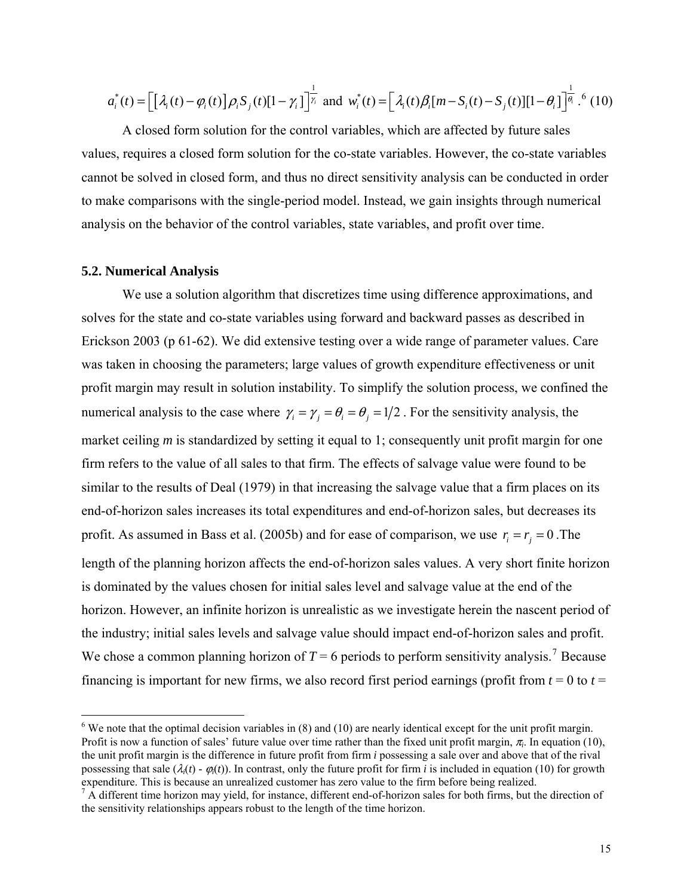$$a_i^*(t) = \left[\left[\lambda_i(t) - \varphi_i(t)\right]\rho_i S_j(t)[1-\gamma_i]\right]^{\frac{1}{\gamma_i}} \text{ and } w_i^*(t) = \left[\lambda_i(t)\beta_i[m - S_i(t) - S_j(t)][1-\theta_i]\right]^{\frac{1}{\theta_i}}.^{6} \quad (10)$$

A closed form solution for the control variables, which are affected by future sales values, requires a closed form solution for the co-state variables. However, the co-state variables cannot be solved in closed form, and thus no direct sensitivity analysis can be conducted in order to make comparisons with the single-period model. Instead, we gain insights through numerical analysis on the behavior of the control variables, state variables, and profit over time.

### 5.2. Numerical Analysis

We use a solution algorithm that discretizes time using difference approximations, and solves for the state and co-state variables using forward and backward passes as described in Erickson 2003 (p 61-62). We did extensive testing over a wide range of parameter values. Care was taken in choosing the parameters; large values of growth expenditure effectiveness or unit profit margin may result in solution instability. To simplify the solution process, we confined the numerical analysis to the case where $\gamma_i = \gamma_j = \theta_i = \theta_j = 1/2$ . For the sensitivity analysis, the market ceiling *m* is standardized by setting it equal to 1; consequently unit profit margin for one firm refers to the value of all sales to that firm. The effects of salvage value were found to be similar to the results of Deal (1979) in that increasing the salvage value that a firm places on its end-of-horizon sales increases its total expenditures and end-of-horizon sales, but decreases its profit. As assumed in Bass et al. (2005b) and for ease of comparison, we use $r_i = r_j = 0$ .The length of the planning horizon affects the end-of-horizon sales values. A very short finite horizon is dominated by the values chosen for initial sales level and salvage value at the end of the horizon. However, an infinite horizon is unrealistic as we investigate herein the nascent period of the industry; initial sales levels and salvage value should impact end-of-horizon sales and profit. We chose a common planning horizon of $T = 6$ periods to perform sensitivity analysis.[7] Because financing is important for new firms, we also record first period earnings (profit from $t = 0$ to $t =$

---

[6] We note that the optimal decision variables in (8) and (10) are nearly identical except for the unit profit margin. Profit is now a function of sales' future value over time rather than the fixed unit profit margin, $\pi_i$. In equation (10), the unit profit margin is the difference in future profit from firm *i* possessing a sale over and above that of the rival possessing that sale ($\lambda_i(t)$ - $\varphi_i(t)$). In contrast, only the future profit for firm *i* is included in equation (10) for growth expenditure. This is because an unrealized customer has zero value to the firm before being realized.

[7] A different time horizon may yield, for instance, different end-of-horizon sales for both firms, but the direction of the sensitivity relationships appears robust to the length of the time horizon.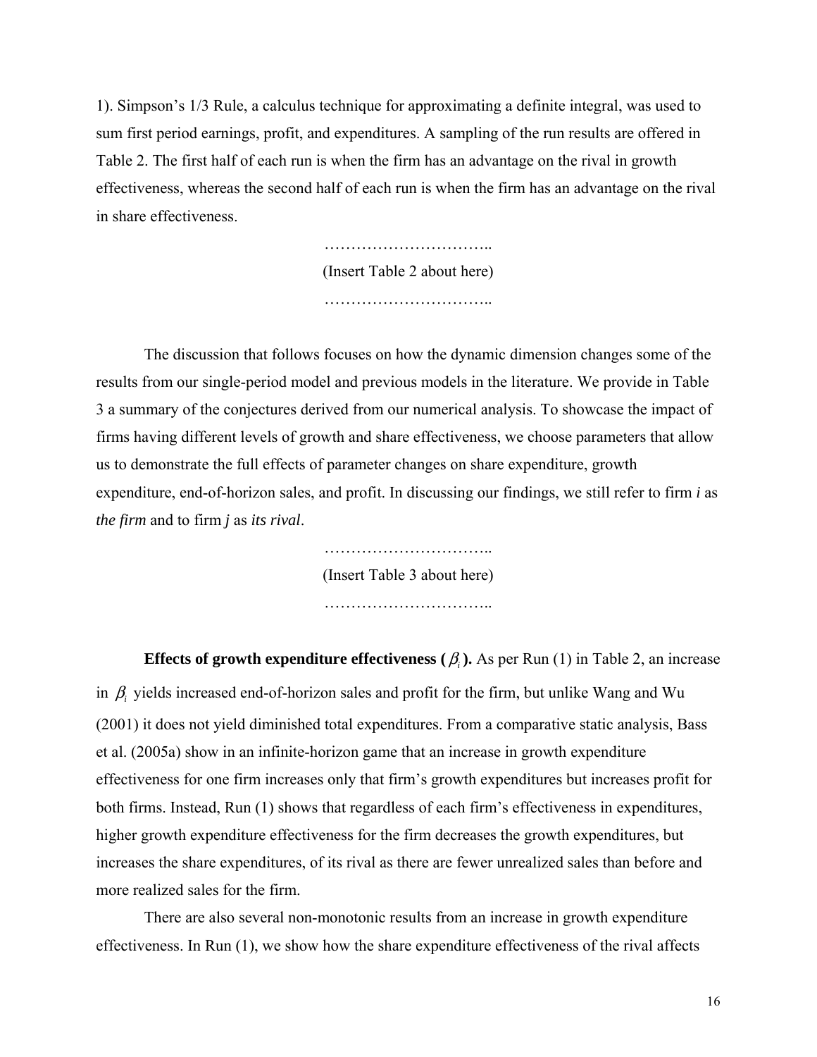1). Simpson's 1/3 Rule, a calculus technique for approximating a definite integral, was used to sum first period earnings, profit, and expenditures. A sampling of the run results are offered in Table 2. The first half of each run is when the firm has an advantage on the rival in growth effectiveness, whereas the second half of each run is when the firm has an advantage on the rival in share effectiveness.

…………………………..

(Insert Table 2 about here)

…………………………..

The discussion that follows focuses on how the dynamic dimension changes some of the results from our single-period model and previous models in the literature. We provide in Table 3 a summary of the conjectures derived from our numerical analysis. To showcase the impact of firms having different levels of growth and share effectiveness, we choose parameters that allow us to demonstrate the full effects of parameter changes on share expenditure, growth expenditure, end-of-horizon sales, and profit. In discussing our findings, we still refer to firm *i* as *the firm* and to firm *j* as *its rival*.

…………………………..

(Insert Table 3 about here)

…………………………..

**Effects of growth expenditure effectiveness ($\beta_i$).** As per Run (1) in Table 2, an increase in $\beta_i$ yields increased end-of-horizon sales and profit for the firm, but unlike Wang and Wu (2001) it does not yield diminished total expenditures. From a comparative static analysis, Bass et al. (2005a) show in an infinite-horizon game that an increase in growth expenditure effectiveness for one firm increases only that firm's growth expenditures but increases profit for both firms. Instead, Run (1) shows that regardless of each firm's effectiveness in expenditures, higher growth expenditure effectiveness for the firm decreases the growth expenditures, but increases the share expenditures, of its rival as there are fewer unrealized sales than before and more realized sales for the firm.

There are also several non-monotonic results from an increase in growth expenditure effectiveness. In Run (1), we show how the share expenditure effectiveness of the rival affects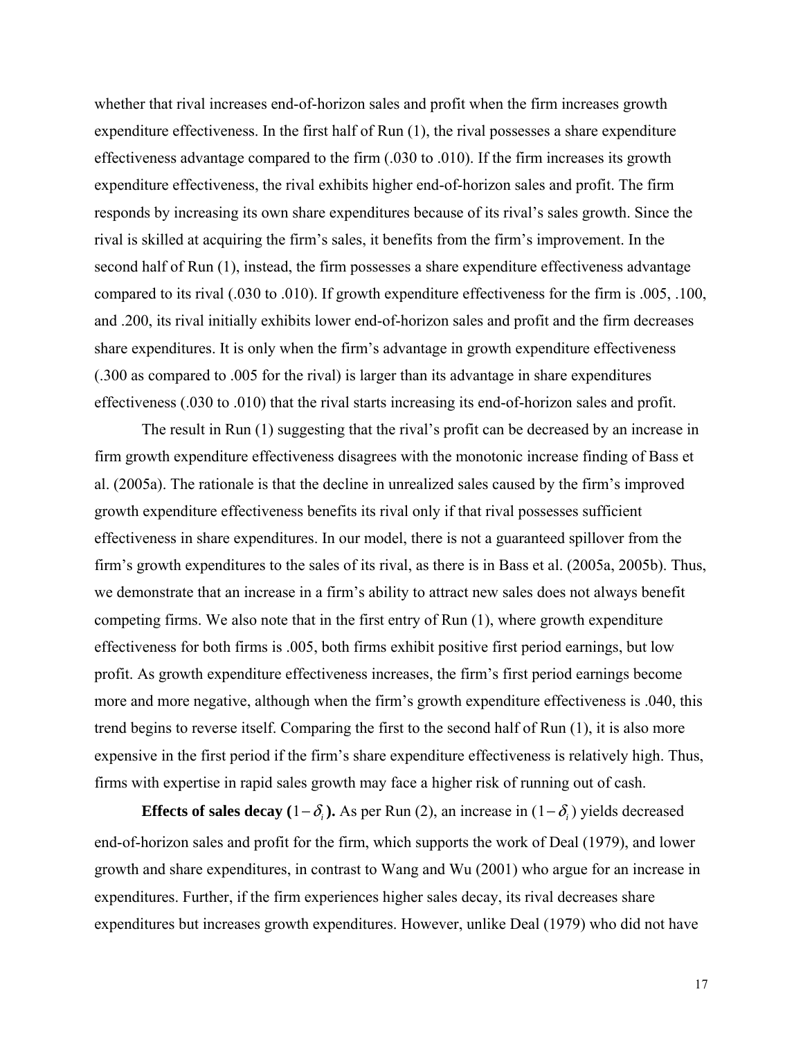whether that rival increases end-of-horizon sales and profit when the firm increases growth expenditure effectiveness. In the first half of Run (1), the rival possesses a share expenditure effectiveness advantage compared to the firm (.030 to .010). If the firm increases its growth expenditure effectiveness, the rival exhibits higher end-of-horizon sales and profit. The firm responds by increasing its own share expenditures because of its rival's sales growth. Since the rival is skilled at acquiring the firm's sales, it benefits from the firm's improvement. In the second half of Run (1), instead, the firm possesses a share expenditure effectiveness advantage compared to its rival (.030 to .010). If growth expenditure effectiveness for the firm is .005, .100, and .200, its rival initially exhibits lower end-of-horizon sales and profit and the firm decreases share expenditures. It is only when the firm's advantage in growth expenditure effectiveness (.300 as compared to .005 for the rival) is larger than its advantage in share expenditures effectiveness (.030 to .010) that the rival starts increasing its end-of-horizon sales and profit.

The result in Run (1) suggesting that the rival's profit can be decreased by an increase in firm growth expenditure effectiveness disagrees with the monotonic increase finding of Bass et al. (2005a). The rationale is that the decline in unrealized sales caused by the firm's improved growth expenditure effectiveness benefits its rival only if that rival possesses sufficient effectiveness in share expenditures. In our model, there is not a guaranteed spillover from the firm's growth expenditures to the sales of its rival, as there is in Bass et al. (2005a, 2005b). Thus, we demonstrate that an increase in a firm's ability to attract new sales does not always benefit competing firms. We also note that in the first entry of Run (1), where growth expenditure effectiveness for both firms is .005, both firms exhibit positive first period earnings, but low profit. As growth expenditure effectiveness increases, the firm's first period earnings become more and more negative, although when the firm's growth expenditure effectiveness is .040, this trend begins to reverse itself. Comparing the first to the second half of Run (1), it is also more expensive in the first period if the firm's share expenditure effectiveness is relatively high. Thus, firms with expertise in rapid sales growth may face a higher risk of running out of cash.

**Effects of sales decay ($1-\delta_i$).** As per Run (2), an increase in ($1-\delta_i$) yields decreased end-of-horizon sales and profit for the firm, which supports the work of Deal (1979), and lower growth and share expenditures, in contrast to Wang and Wu (2001) who argue for an increase in expenditures. Further, if the firm experiences higher sales decay, its rival decreases share expenditures but increases growth expenditures. However, unlike Deal (1979) who did not have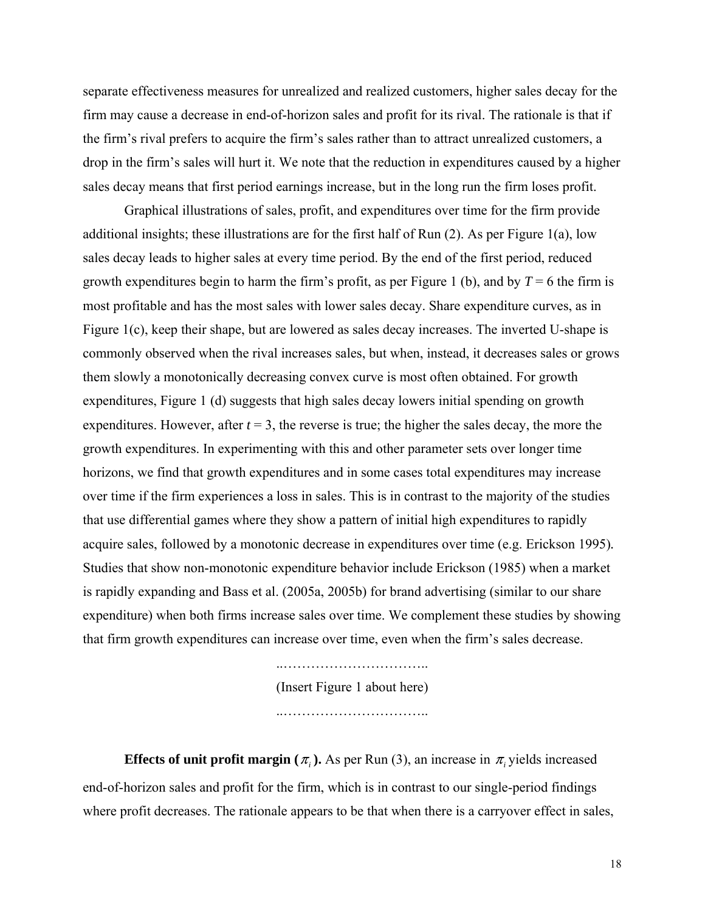separate effectiveness measures for unrealized and realized customers, higher sales decay for the firm may cause a decrease in end-of-horizon sales and profit for its rival. The rationale is that if the firm's rival prefers to acquire the firm's sales rather than to attract unrealized customers, a drop in the firm's sales will hurt it. We note that the reduction in expenditures caused by a higher sales decay means that first period earnings increase, but in the long run the firm loses profit.

Graphical illustrations of sales, profit, and expenditures over time for the firm provide additional insights; these illustrations are for the first half of Run (2). As per Figure 1(a), low sales decay leads to higher sales at every time period. By the end of the first period, reduced growth expenditures begin to harm the firm's profit, as per Figure 1 (b), and by $T = 6$ the firm is most profitable and has the most sales with lower sales decay. Share expenditure curves, as in Figure 1(c), keep their shape, but are lowered as sales decay increases. The inverted U-shape is commonly observed when the rival increases sales, but when, instead, it decreases sales or grows them slowly a monotonically decreasing convex curve is most often obtained. For growth expenditures, Figure 1 (d) suggests that high sales decay lowers initial spending on growth expenditures. However, after $t = 3$, the reverse is true; the higher the sales decay, the more the growth expenditures. In experimenting with this and other parameter sets over longer time horizons, we find that growth expenditures and in some cases total expenditures may increase over time if the firm experiences a loss in sales. This is in contrast to the majority of the studies that use differential games where they show a pattern of initial high expenditures to rapidly acquire sales, followed by a monotonic decrease in expenditures over time (e.g. Erickson 1995). Studies that show non-monotonic expenditure behavior include Erickson (1985) when a market is rapidly expanding and Bass et al. (2005a, 2005b) for brand advertising (similar to our share expenditure) when both firms increase sales over time. We complement these studies by showing that firm growth expenditures can increase over time, even when the firm's sales decrease.

..…………………………..

(Insert Figure 1 about here)

..…………………………..

**Effects of unit profit margin ($\pi_i$).** As per Run (3), an increase in $\pi_i$ yields increased end-of-horizon sales and profit for the firm, which is in contrast to our single-period findings where profit decreases. The rationale appears to be that when there is a carryover effect in sales,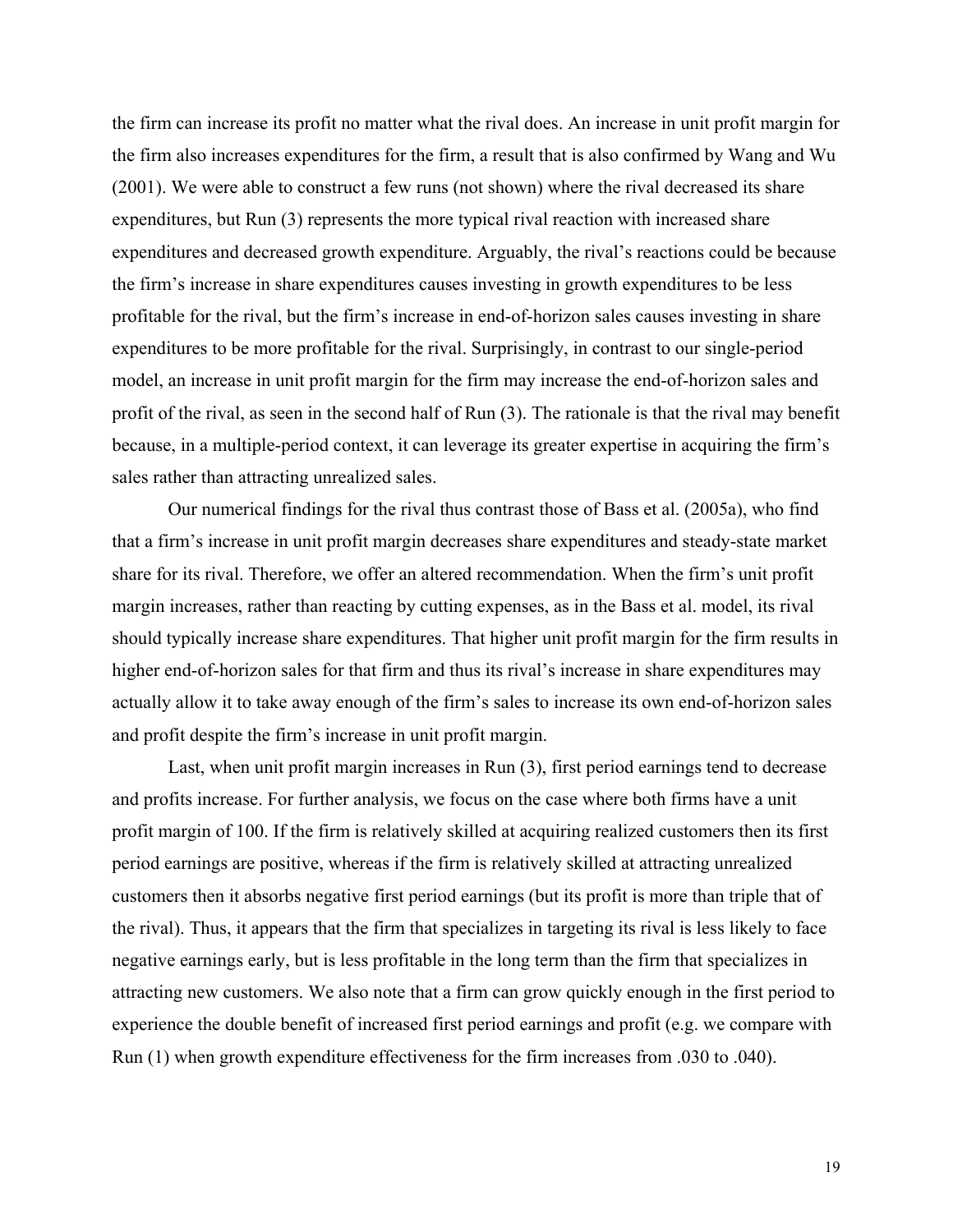the firm can increase its profit no matter what the rival does. An increase in unit profit margin for the firm also increases expenditures for the firm, a result that is also confirmed by Wang and Wu (2001). We were able to construct a few runs (not shown) where the rival decreased its share expenditures, but Run (3) represents the more typical rival reaction with increased share expenditures and decreased growth expenditure. Arguably, the rival's reactions could be because the firm's increase in share expenditures causes investing in growth expenditures to be less profitable for the rival, but the firm's increase in end-of-horizon sales causes investing in share expenditures to be more profitable for the rival. Surprisingly, in contrast to our single-period model, an increase in unit profit margin for the firm may increase the end-of-horizon sales and profit of the rival, as seen in the second half of Run (3). The rationale is that the rival may benefit because, in a multiple-period context, it can leverage its greater expertise in acquiring the firm's sales rather than attracting unrealized sales.

Our numerical findings for the rival thus contrast those of Bass et al. (2005a), who find that a firm's increase in unit profit margin decreases share expenditures and steady-state market share for its rival. Therefore, we offer an altered recommendation. When the firm's unit profit margin increases, rather than reacting by cutting expenses, as in the Bass et al. model, its rival should typically increase share expenditures. That higher unit profit margin for the firm results in higher end-of-horizon sales for that firm and thus its rival's increase in share expenditures may actually allow it to take away enough of the firm's sales to increase its own end-of-horizon sales and profit despite the firm's increase in unit profit margin.

Last, when unit profit margin increases in Run (3), first period earnings tend to decrease and profits increase. For further analysis, we focus on the case where both firms have a unit profit margin of 100. If the firm is relatively skilled at acquiring realized customers then its first period earnings are positive, whereas if the firm is relatively skilled at attracting unrealized customers then it absorbs negative first period earnings (but its profit is more than triple that of the rival). Thus, it appears that the firm that specializes in targeting its rival is less likely to face negative earnings early, but is less profitable in the long term than the firm that specializes in attracting new customers. We also note that a firm can grow quickly enough in the first period to experience the double benefit of increased first period earnings and profit (e.g. we compare with Run (1) when growth expenditure effectiveness for the firm increases from .030 to .040).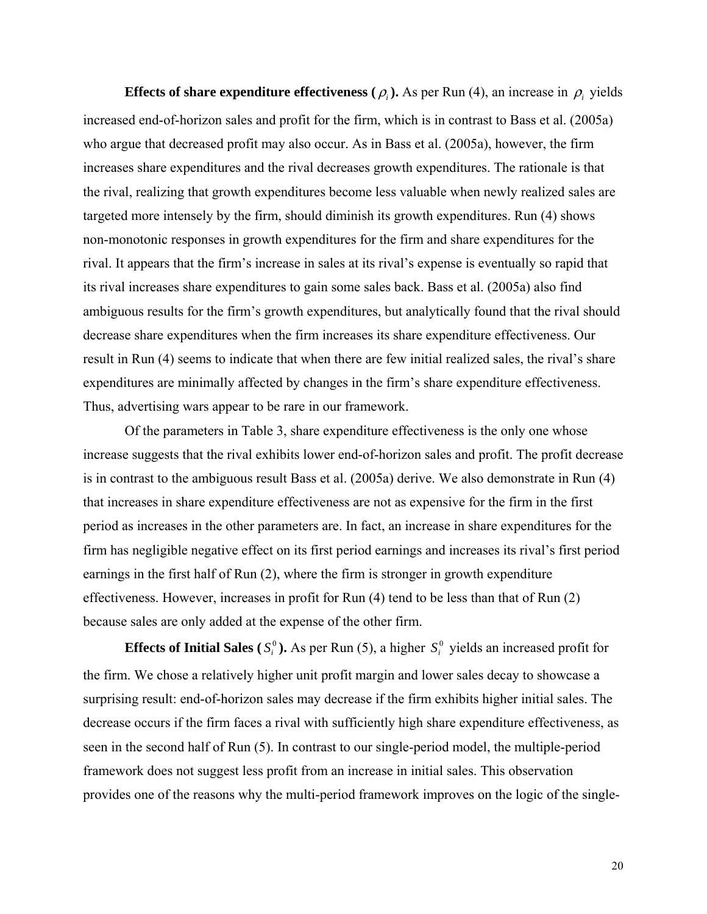**Effects of share expenditure effectiveness ($\rho_i$).** As per Run (4), an increase in $\rho_i$ yields increased end-of-horizon sales and profit for the firm, which is in contrast to Bass et al. (2005a) who argue that decreased profit may also occur. As in Bass et al. (2005a), however, the firm increases share expenditures and the rival decreases growth expenditures. The rationale is that the rival, realizing that growth expenditures become less valuable when newly realized sales are targeted more intensely by the firm, should diminish its growth expenditures. Run (4) shows non-monotonic responses in growth expenditures for the firm and share expenditures for the rival. It appears that the firm's increase in sales at its rival's expense is eventually so rapid that its rival increases share expenditures to gain some sales back. Bass et al. (2005a) also find ambiguous results for the firm's growth expenditures, but analytically found that the rival should decrease share expenditures when the firm increases its share expenditure effectiveness. Our result in Run (4) seems to indicate that when there are few initial realized sales, the rival's share expenditures are minimally affected by changes in the firm's share expenditure effectiveness. Thus, advertising wars appear to be rare in our framework.

Of the parameters in Table 3, share expenditure effectiveness is the only one whose increase suggests that the rival exhibits lower end-of-horizon sales and profit. The profit decrease is in contrast to the ambiguous result Bass et al. (2005a) derive. We also demonstrate in Run (4) that increases in share expenditure effectiveness are not as expensive for the firm in the first period as increases in the other parameters are. In fact, an increase in share expenditures for the firm has negligible negative effect on its first period earnings and increases its rival's first period earnings in the first half of Run (2), where the firm is stronger in growth expenditure effectiveness. However, increases in profit for Run (4) tend to be less than that of Run (2) because sales are only added at the expense of the other firm.

**Effects of Initial Sales ($S_i^0$).** As per Run (5), a higher $S_i^0$ yields an increased profit for the firm. We chose a relatively higher unit profit margin and lower sales decay to showcase a surprising result: end-of-horizon sales may decrease if the firm exhibits higher initial sales. The decrease occurs if the firm faces a rival with sufficiently high share expenditure effectiveness, as seen in the second half of Run (5). In contrast to our single-period model, the multiple-period framework does not suggest less profit from an increase in initial sales. This observation provides one of the reasons why the multi-period framework improves on the logic of the single-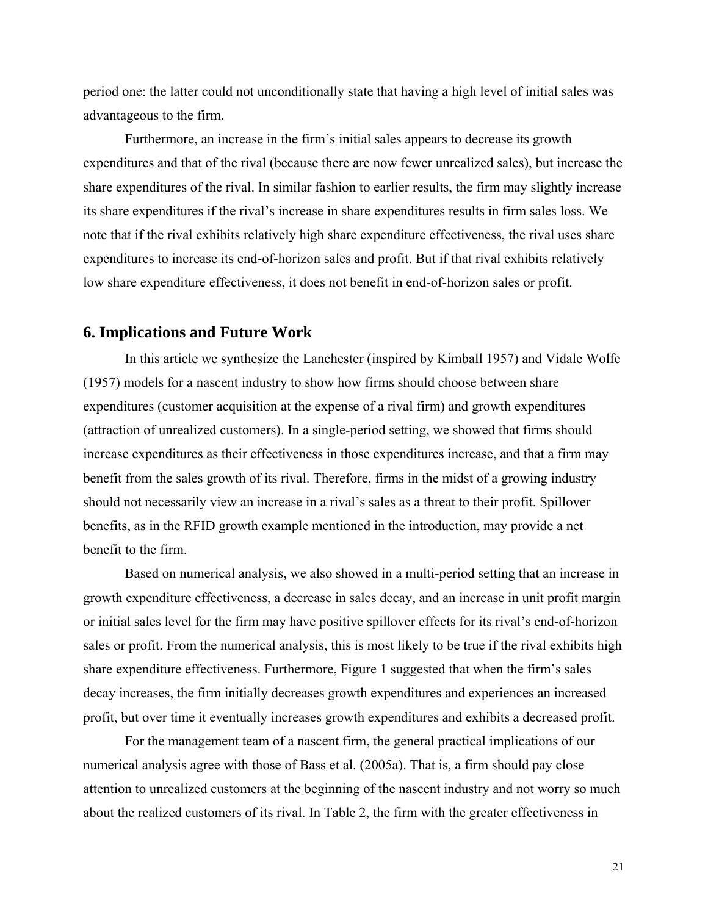period one: the latter could not unconditionally state that having a high level of initial sales was advantageous to the firm.

Furthermore, an increase in the firm's initial sales appears to decrease its growth expenditures and that of the rival (because there are now fewer unrealized sales), but increase the share expenditures of the rival. In similar fashion to earlier results, the firm may slightly increase its share expenditures if the rival's increase in share expenditures results in firm sales loss. We note that if the rival exhibits relatively high share expenditure effectiveness, the rival uses share expenditures to increase its end-of-horizon sales and profit. But if that rival exhibits relatively low share expenditure effectiveness, it does not benefit in end-of-horizon sales or profit.

## 6. Implications and Future Work

In this article we synthesize the Lanchester (inspired by Kimball 1957) and Vidale Wolfe (1957) models for a nascent industry to show how firms should choose between share expenditures (customer acquisition at the expense of a rival firm) and growth expenditures (attraction of unrealized customers). In a single-period setting, we showed that firms should increase expenditures as their effectiveness in those expenditures increase, and that a firm may benefit from the sales growth of its rival. Therefore, firms in the midst of a growing industry should not necessarily view an increase in a rival's sales as a threat to their profit. Spillover benefits, as in the RFID growth example mentioned in the introduction, may provide a net benefit to the firm.

Based on numerical analysis, we also showed in a multi-period setting that an increase in growth expenditure effectiveness, a decrease in sales decay, and an increase in unit profit margin or initial sales level for the firm may have positive spillover effects for its rival's end-of-horizon sales or profit. From the numerical analysis, this is most likely to be true if the rival exhibits high share expenditure effectiveness. Furthermore, Figure 1 suggested that when the firm's sales decay increases, the firm initially decreases growth expenditures and experiences an increased profit, but over time it eventually increases growth expenditures and exhibits a decreased profit.

For the management team of a nascent firm, the general practical implications of our numerical analysis agree with those of Bass et al. (2005a). That is, a firm should pay close attention to unrealized customers at the beginning of the nascent industry and not worry so much about the realized customers of its rival. In Table 2, the firm with the greater effectiveness in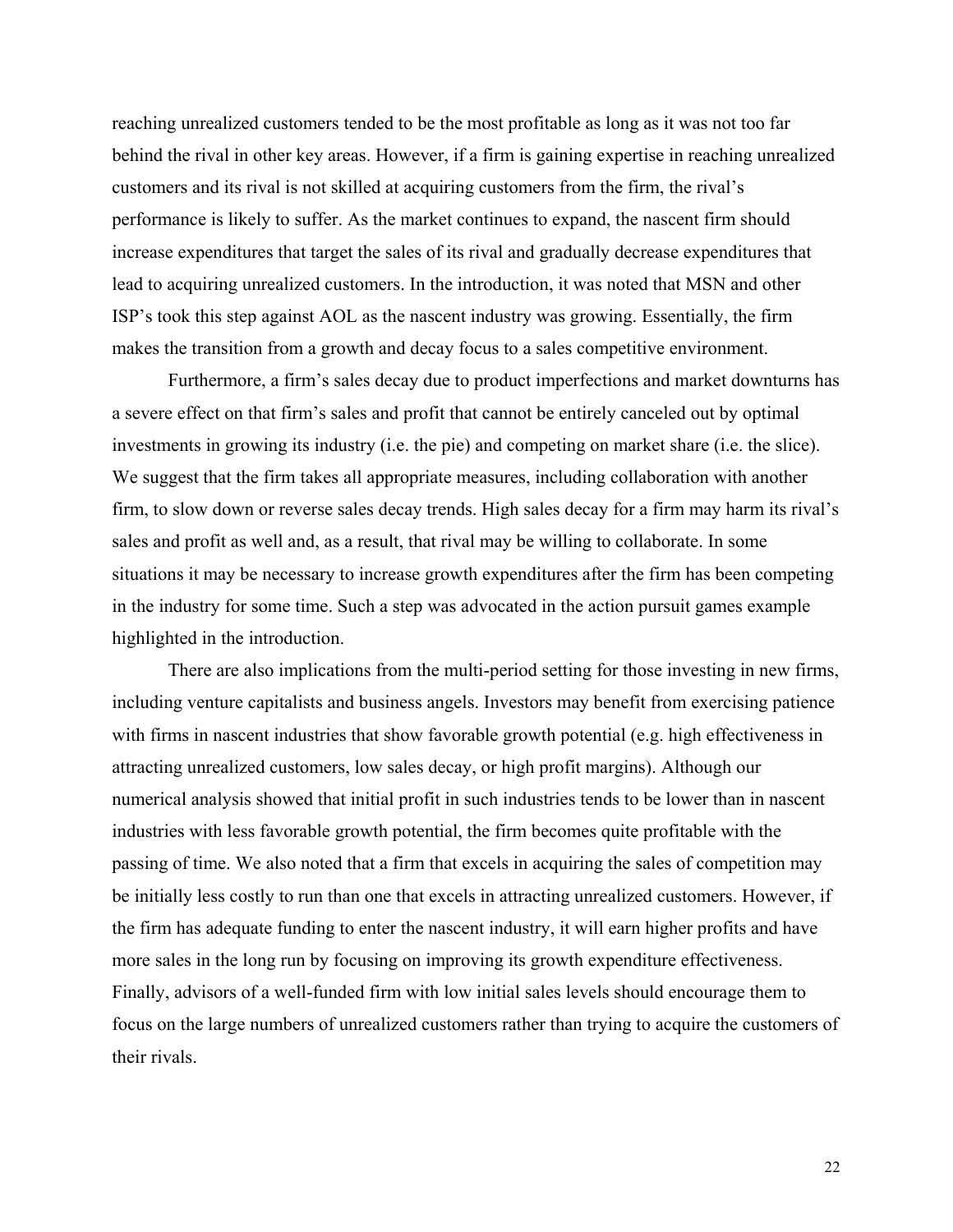reaching unrealized customers tended to be the most profitable as long as it was not too far behind the rival in other key areas. However, if a firm is gaining expertise in reaching unrealized customers and its rival is not skilled at acquiring customers from the firm, the rival's performance is likely to suffer. As the market continues to expand, the nascent firm should increase expenditures that target the sales of its rival and gradually decrease expenditures that lead to acquiring unrealized customers. In the introduction, it was noted that MSN and other ISP's took this step against AOL as the nascent industry was growing. Essentially, the firm makes the transition from a growth and decay focus to a sales competitive environment.

Furthermore, a firm's sales decay due to product imperfections and market downturns has a severe effect on that firm's sales and profit that cannot be entirely canceled out by optimal investments in growing its industry (i.e. the pie) and competing on market share (i.e. the slice). We suggest that the firm takes all appropriate measures, including collaboration with another firm, to slow down or reverse sales decay trends. High sales decay for a firm may harm its rival's sales and profit as well and, as a result, that rival may be willing to collaborate. In some situations it may be necessary to increase growth expenditures after the firm has been competing in the industry for some time. Such a step was advocated in the action pursuit games example highlighted in the introduction.

There are also implications from the multi-period setting for those investing in new firms, including venture capitalists and business angels. Investors may benefit from exercising patience with firms in nascent industries that show favorable growth potential (e.g. high effectiveness in attracting unrealized customers, low sales decay, or high profit margins). Although our numerical analysis showed that initial profit in such industries tends to be lower than in nascent industries with less favorable growth potential, the firm becomes quite profitable with the passing of time. We also noted that a firm that excels in acquiring the sales of competition may be initially less costly to run than one that excels in attracting unrealized customers. However, if the firm has adequate funding to enter the nascent industry, it will earn higher profits and have more sales in the long run by focusing on improving its growth expenditure effectiveness. Finally, advisors of a well-funded firm with low initial sales levels should encourage them to focus on the large numbers of unrealized customers rather than trying to acquire the customers of their rivals.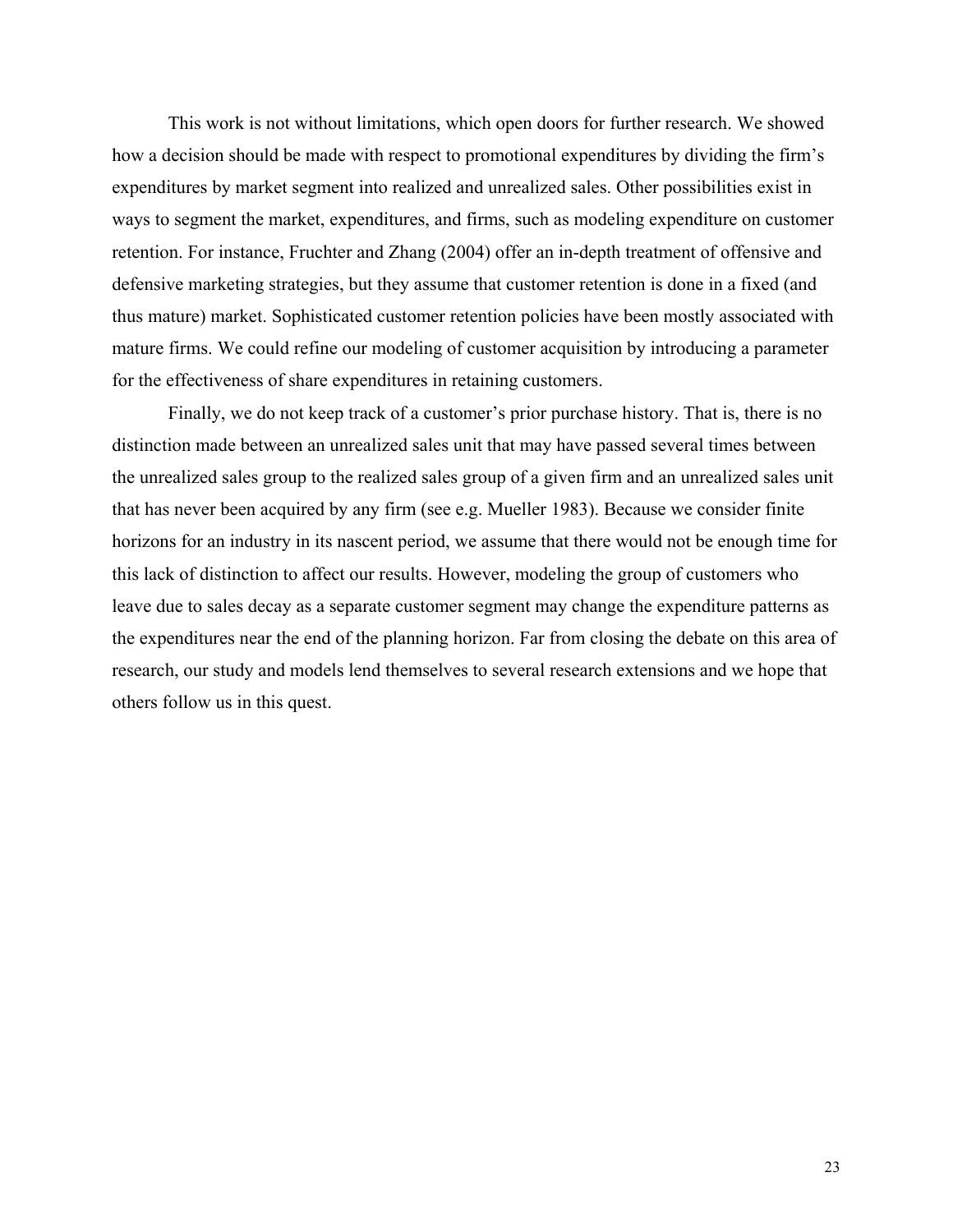This work is not without limitations, which open doors for further research. We showed how a decision should be made with respect to promotional expenditures by dividing the firm's expenditures by market segment into realized and unrealized sales. Other possibilities exist in ways to segment the market, expenditures, and firms, such as modeling expenditure on customer retention. For instance, Fruchter and Zhang (2004) offer an in-depth treatment of offensive and defensive marketing strategies, but they assume that customer retention is done in a fixed (and thus mature) market. Sophisticated customer retention policies have been mostly associated with mature firms. We could refine our modeling of customer acquisition by introducing a parameter for the effectiveness of share expenditures in retaining customers.

Finally, we do not keep track of a customer's prior purchase history. That is, there is no distinction made between an unrealized sales unit that may have passed several times between the unrealized sales group to the realized sales group of a given firm and an unrealized sales unit that has never been acquired by any firm (see e.g. Mueller 1983). Because we consider finite horizons for an industry in its nascent period, we assume that there would not be enough time for this lack of distinction to affect our results. However, modeling the group of customers who leave due to sales decay as a separate customer segment may change the expenditure patterns as the expenditures near the end of the planning horizon. Far from closing the debate on this area of research, our study and models lend themselves to several research extensions and we hope that others follow us in this quest.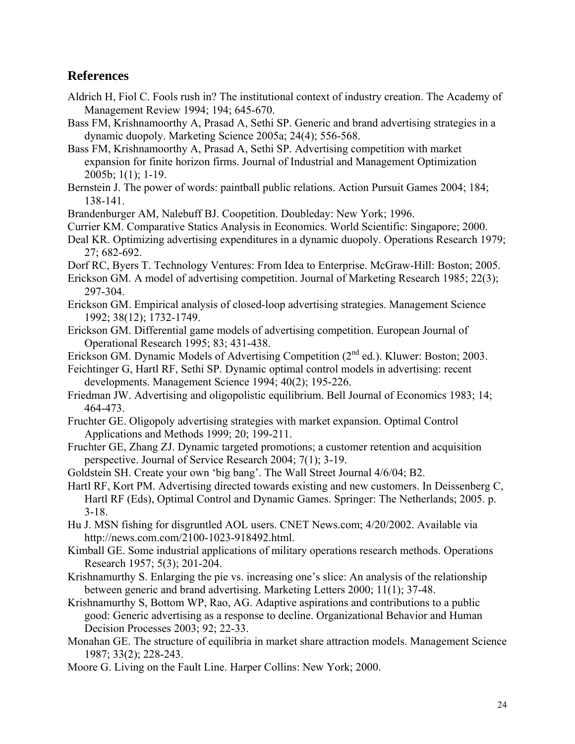## References

Aldrich H, Fiol C. Fools rush in? The institutional context of industry creation. The Academy of Management Review 1994; 194; 645-670.

Bass FM, Krishnamoorthy A, Prasad A, Sethi SP. Generic and brand advertising strategies in a dynamic duopoly. Marketing Science 2005a; 24(4); 556-568.

Bass FM, Krishnamoorthy A, Prasad A, Sethi SP. Advertising competition with market expansion for finite horizon firms. Journal of Industrial and Management Optimization 2005b; 1(1); 1-19.

Bernstein J. The power of words: paintball public relations. Action Pursuit Games 2004; 184; 138-141.

Brandenburger AM, Nalebuff BJ. Coopetition. Doubleday: New York; 1996.

Currier KM. Comparative Statics Analysis in Economics. World Scientific: Singapore; 2000.

Deal KR. Optimizing advertising expenditures in a dynamic duopoly. Operations Research 1979; 27; 682-692.

Dorf RC, Byers T. Technology Ventures: From Idea to Enterprise. McGraw-Hill: Boston; 2005.

Erickson GM. A model of advertising competition. Journal of Marketing Research 1985; 22(3); 297-304.

Erickson GM. Empirical analysis of closed-loop advertising strategies. Management Science 1992; 38(12); 1732-1749.

Erickson GM. Differential game models of advertising competition. European Journal of Operational Research 1995; 83; 431-438.

Erickson GM. Dynamic Models of Advertising Competition (2nd ed.). Kluwer: Boston; 2003.

Feichtinger G, Hartl RF, Sethi SP. Dynamic optimal control models in advertising: recent developments. Management Science 1994; 40(2); 195-226.

Friedman JW. Advertising and oligopolistic equilibrium. Bell Journal of Economics 1983; 14; 464-473.

Fruchter GE. Oligopoly advertising strategies with market expansion. Optimal Control Applications and Methods 1999; 20; 199-211.

Fruchter GE, Zhang ZJ. Dynamic targeted promotions; a customer retention and acquisition perspective. Journal of Service Research 2004; 7(1); 3-19.

Goldstein SH. Create your own 'big bang'. The Wall Street Journal 4/6/04; B2.

Hartl RF, Kort PM. Advertising directed towards existing and new customers. In Deissenberg C, Hartl RF (Eds), Optimal Control and Dynamic Games. Springer: The Netherlands; 2005. p. 3-18.

Hu J. MSN fishing for disgruntled AOL users. CNET News.com; 4/20/2002. Available via http://news.com.com/2100-1023-918492.html.

Kimball GE. Some industrial applications of military operations research methods. Operations Research 1957; 5(3); 201-204.

Krishnamurthy S. Enlarging the pie vs. increasing one's slice: An analysis of the relationship between generic and brand advertising. Marketing Letters 2000; 11(1); 37-48.

Krishnamurthy S, Bottom WP, Rao, AG. Adaptive aspirations and contributions to a public good: Generic advertising as a response to decline. Organizational Behavior and Human Decision Processes 2003; 92; 22-33.

Monahan GE. The structure of equilibria in market share attraction models. Management Science 1987; 33(2); 228-243.

Moore G. Living on the Fault Line. Harper Collins: New York; 2000.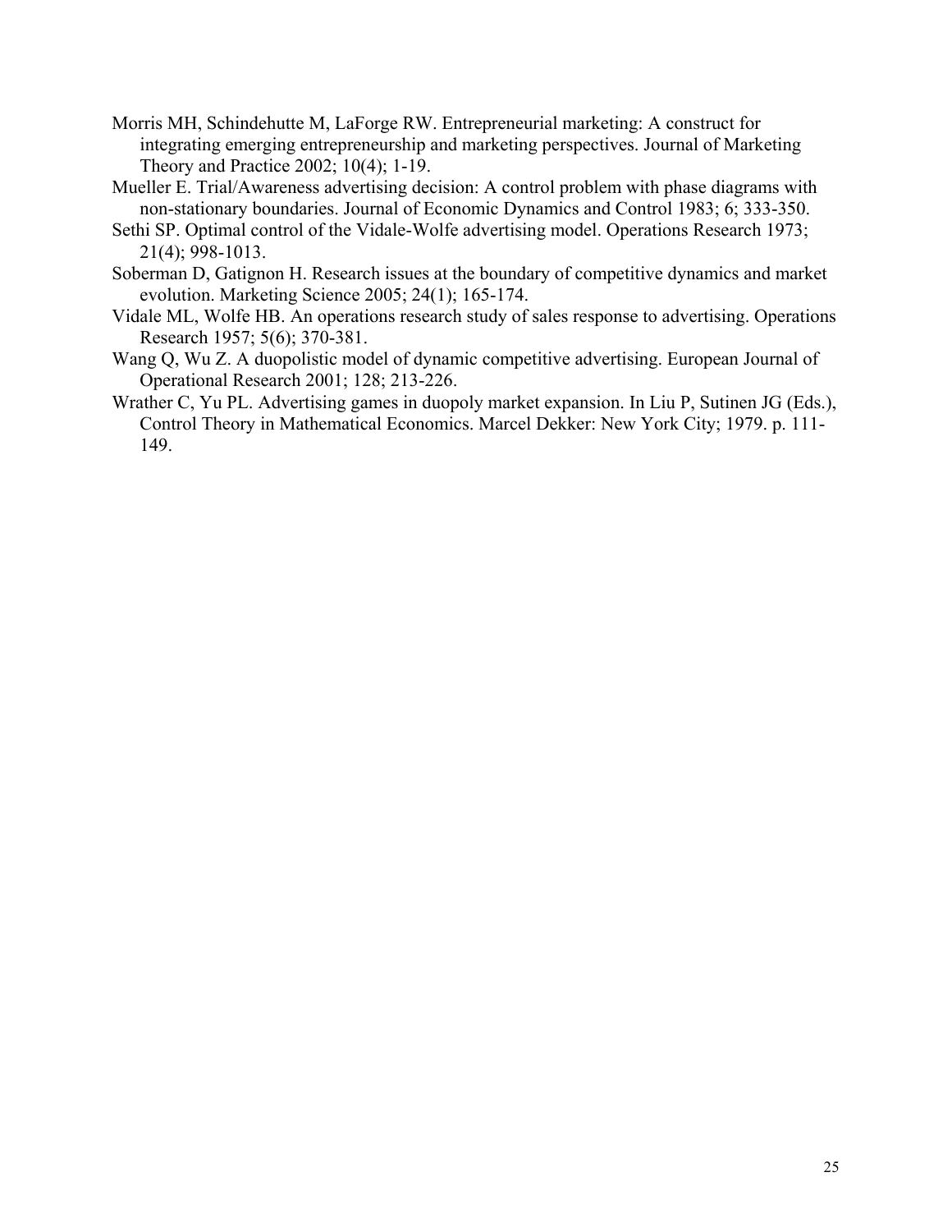Morris MH, Schindehutte M, LaForge RW. Entrepreneurial marketing: A construct for integrating emerging entrepreneurship and marketing perspectives. Journal of Marketing Theory and Practice 2002; 10(4); 1-19.

Mueller E. Trial/Awareness advertising decision: A control problem with phase diagrams with non-stationary boundaries. Journal of Economic Dynamics and Control 1983; 6; 333-350.

Sethi SP. Optimal control of the Vidale-Wolfe advertising model. Operations Research 1973; 21(4); 998-1013.

Soberman D, Gatignon H. Research issues at the boundary of competitive dynamics and market evolution. Marketing Science 2005; 24(1); 165-174.

Vidale ML, Wolfe HB. An operations research study of sales response to advertising. Operations Research 1957; 5(6); 370-381.

Wang Q, Wu Z. A duopolistic model of dynamic competitive advertising. European Journal of Operational Research 2001; 128; 213-226.

Wrather C, Yu PL. Advertising games in duopoly market expansion. In Liu P, Sutinen JG (Eds.), Control Theory in Mathematical Economics. Marcel Dekker: New York City; 1979. p. 111-149.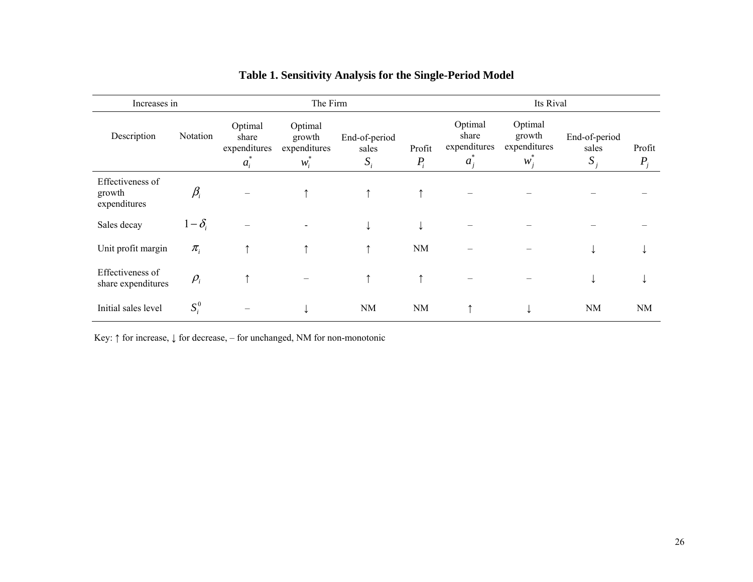**Table 1. Sensitivity Analysis for the Single-Period Model**

| Increases in | | The Firm | | | | Its Rival | | | |
|---|---|---|---|---|---|---|---|---|---|
| Description | Notation | Optimal share expenditures $a_i^*$ | Optimal growth expenditures $w_i^*$ | End-of-period sales $S_i$ | Profit $P_i$ | Optimal share expenditures $a_j^*$ | Optimal growth expenditures $w_j^*$ | End-of-period sales $S_j$ | Profit $P_j$ |
| Effectiveness of growth expenditures | $\beta_i$ | – | ↑ | ↑ | ↑ | – | – | – | – |
| Sales decay | $1-\delta_i$ | – | - | ↓ | ↓ | – | – | – | – |
| Unit profit margin | $\pi_i$ | ↑ | ↑ | ↑ | NM | – | – | ↓ | ↓ |
| Effectiveness of share expenditures | $\rho_i$ | ↑ | – | ↑ | ↑ | – | – | ↓ | ↓ |
| Initial sales level | $S_i^0$ | – | ↓ | NM | NM | ↑ | ↓ | NM | NM |

Key: ↑ for increase, ↓ for decrease, – for unchanged, NM for non-monotonic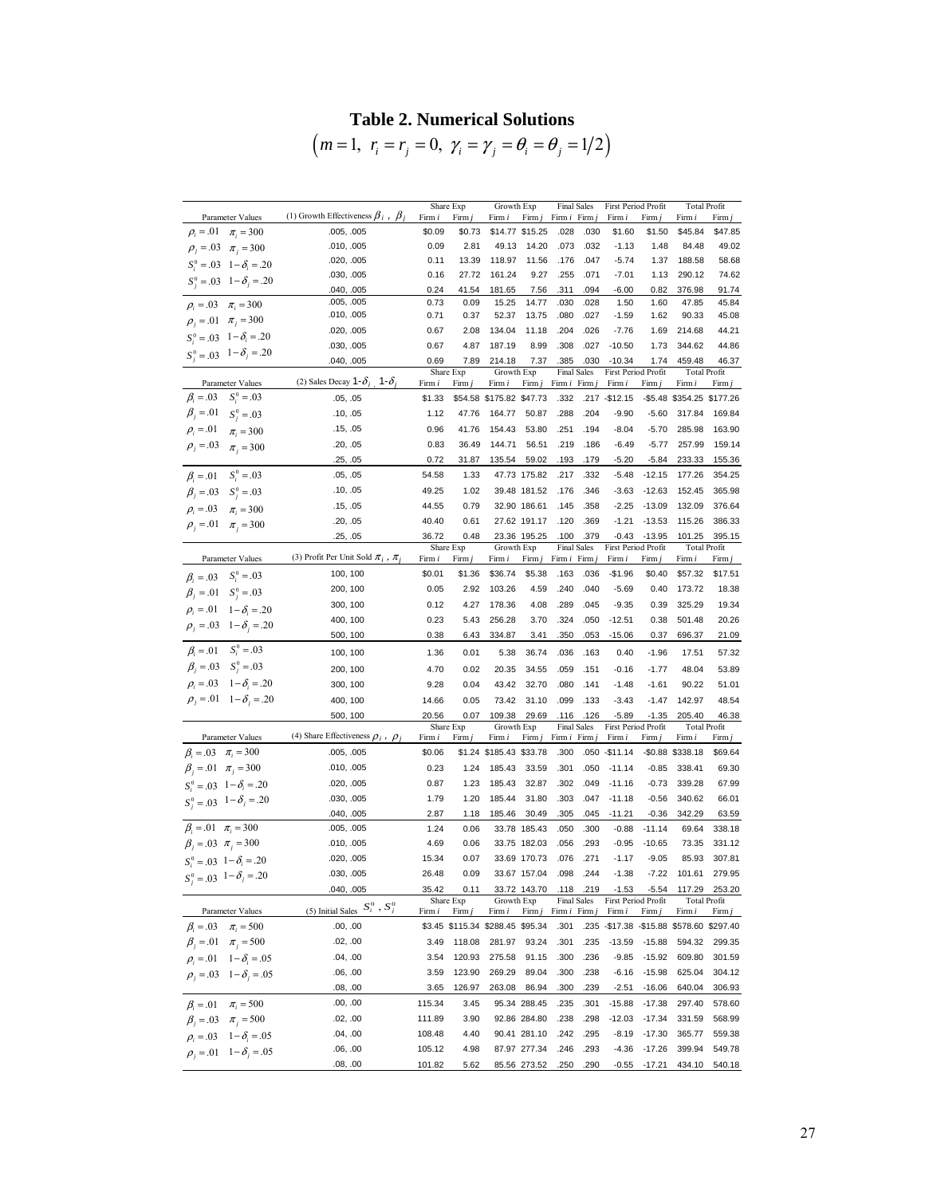# Table 2. Numerical Solutions

$$\left(m=1,\ r_i=r_j=0,\ \gamma_i=\gamma_j=\theta_i=\theta_j=1/2\right)$$

| Parameter Values | (1) Growth Effectiveness $\beta_i$, $\beta_j$ | Share Exp Firm *i* | Share Exp Firm *j* | Growth Exp Firm *i* | Growth Exp Firm *j* | Final Sales Firm *i* | Final Sales Firm *j* | First Period Profit Firm *i* | First Period Profit Firm *j* | Total Profit Firm *i* | Total Profit Firm *j* |
|---|---|---|---|---|---|---|---|---|---|---|---|
| $\rho_i=.01$ $\pi_i=300$ | .005, .005 | \$0.09 | \$0.73 | \$14.77 | \$15.25 | .028 | .030 | \$1.60 | \$1.50 | \$45.84 | \$47.85 |
| $\rho_j=.03$ $\pi_j=300$ | .010, .005 | 0.09 | 2.81 | 49.13 | 14.20 | .073 | .032 | -1.13 | 1.48 | 84.48 | 49.02 |
| $S_i^0=.03$ $1-\delta_i=.20$ | .020, .005 | 0.11 | 13.39 | 118.97 | 11.56 | .176 | .047 | -5.74 | 1.37 | 188.58 | 58.68 |
| $S_j^0=.03$ $1-\delta_j=.20$ | .030, .005 | 0.16 | 27.72 | 161.24 | 9.27 | .255 | .071 | -7.01 | 1.13 | 290.12 | 74.62 |
| | .040, .005 | 0.24 | 41.54 | 181.65 | 7.56 | .311 | .094 | -6.00 | 0.82 | 376.98 | 91.74 |
| $\rho_i=.03$ $\pi_i=300$ | .005, .005 | 0.73 | 0.09 | 15.25 | 14.77 | .030 | .028 | 1.50 | 1.60 | 47.85 | 45.84 |
| $\rho_j=.01$ $\pi_j=300$ | .010, .005 | 0.71 | 0.37 | 52.37 | 13.75 | .080 | .027 | -1.59 | 1.62 | 90.33 | 45.08 |
| $S_i^0=.03$ $1-\delta_i=.20$ | .020, .005 | 0.67 | 2.08 | 134.04 | 11.18 | .204 | .026 | -7.76 | 1.69 | 214.68 | 44.21 |
| $S_j^0=.03$ $1-\delta_j=.20$ | .030, .005 | 0.67 | 4.87 | 187.19 | 8.99 | .308 | .027 | -10.50 | 1.73 | 344.62 | 44.86 |
| | .040, .005 | 0.69 | 7.89 | 214.18 | 7.37 | .385 | .030 | -10.34 | 1.74 | 459.48 | 46.37 |
| **Parameter Values** | **(2) Sales Decay $1-\delta_i$, $1-\delta_j$** | **Share Exp Firm *i*** | **Share Exp Firm *j*** | **Growth Exp Firm *i*** | **Growth Exp Firm *j*** | **Final Sales Firm *i*** | **Final Sales Firm *j*** | **First Period Profit Firm *i*** | **First Period Profit Firm *j*** | **Total Profit Firm *i*** | **Total Profit Firm *j*** |
| $\beta_i=.03$ $S_i^0=.03$ | .05, .05 | \$1.33 | \$54.58 | \$175.82 | \$47.73 | .332 | .217 | -\$12.15 | -\$5.48 | \$354.25 | \$177.26 |
| $\beta_j=.01$ $S_j^0=.03$ | .10, .05 | 1.12 | 47.76 | 164.77 | 50.87 | .288 | .204 | -9.90 | -5.60 | 317.84 | 169.84 |
| $\rho_i=.01$ $\pi_i=300$ | .15, .05 | 0.96 | 41.76 | 154.43 | 53.80 | .251 | .194 | -8.04 | -5.70 | 285.98 | 163.90 |
| $\rho_j=.03$ $\pi_j=300$ | .20, .05 | 0.83 | 36.49 | 144.71 | 56.51 | .219 | .186 | -6.49 | -5.77 | 257.99 | 159.14 |
| | .25, .05 | 0.72 | 31.87 | 135.54 | 59.02 | .193 | .179 | -5.20 | -5.84 | 233.33 | 155.36 |
| $\beta_i=.01$ $S_i^0=.03$ | .05, .05 | 54.58 | 1.33 | 47.73 | 175.82 | .217 | .332 | -5.48 | -12.15 | 177.26 | 354.25 |
| $\beta_j=.03$ $S_j^0=.03$ | .10, .05 | 49.25 | 1.02 | 39.48 | 181.52 | .176 | .346 | -3.63 | -12.63 | 152.45 | 365.98 |
| $\rho_i=.03$ $\pi_i=300$ | .15, .05 | 44.55 | 0.79 | 32.90 | 186.61 | .145 | .358 | -2.25 | -13.09 | 132.09 | 376.64 |
| $\rho_j=.01$ $\pi_j=300$ | .20, .05 | 40.40 | 0.61 | 27.62 | 191.17 | .120 | .369 | -1.21 | -13.53 | 115.26 | 386.33 |
| | .25, .05 | 36.72 | 0.48 | 23.36 | 195.25 | .100 | .379 | -0.43 | -13.95 | 101.25 | 395.15 |
| **Parameter Values** | **(3) Profit Per Unit Sold $\pi_i$, $\pi_j$** | **Share Exp Firm *i*** | **Share Exp Firm *j*** | **Growth Exp Firm *i*** | **Growth Exp Firm *j*** | **Final Sales Firm *i*** | **Final Sales Firm *j*** | **First Period Profit Firm *i*** | **First Period Profit Firm *j*** | **Total Profit Firm *i*** | **Total Profit Firm *j*** |
| $\beta_i=.03$ $S_i^0=.03$ | 100, 100 | \$0.01 | \$1.36 | \$36.74 | \$5.38 | .163 | .036 | -\$1.96 | \$0.40 | \$57.32 | \$17.51 |
| $\beta_j=.01$ $S_j^0=.03$ | 200, 100 | 0.05 | 2.92 | 103.26 | 4.59 | .240 | .040 | -5.69 | 0.40 | 173.72 | 18.38 |
| $\rho_i=.01$ $1-\delta_i=.20$ | 300, 100 | 0.12 | 4.27 | 178.36 | 4.08 | .289 | .045 | -9.35 | 0.39 | 325.29 | 19.34 |
| $\rho_j=.03$ $1-\delta_j=.20$ | 400, 100 | 0.23 | 5.43 | 256.28 | 3.70 | .324 | .050 | -12.51 | 0.38 | 501.48 | 20.26 |
| | 500, 100 | 0.38 | 6.43 | 334.87 | 3.41 | .350 | .053 | -15.06 | 0.37 | 696.37 | 21.09 |
| $\beta_i=.01$ $S_i^0=.03$ | 100, 100 | 1.36 | 0.01 | 5.38 | 36.74 | .036 | .163 | 0.40 | -1.96 | 17.51 | 57.32 |
| $\beta_j=.03$ $S_j^0=.03$ | 200, 100 | 4.70 | 0.02 | 20.35 | 34.55 | .059 | .151 | -0.16 | -1.77 | 48.04 | 53.89 |
| $\rho_i=.03$ $1-\delta_i=.20$ | 300, 100 | 9.28 | 0.04 | 43.42 | 32.70 | .080 | .141 | -1.48 | -1.61 | 90.22 | 51.01 |
| $\rho_j=.01$ $1-\delta_j=.20$ | 400, 100 | 14.66 | 0.05 | 73.42 | 31.10 | .099 | .133 | -3.43 | -1.47 | 142.97 | 48.54 |
| | 500, 100 | 20.56 | 0.07 | 109.38 | 29.69 | .116 | .126 | -5.89 | -1.35 | 205.40 | 46.38 |
| **Parameter Values** | **(4) Share Effectiveness $\rho_i$, $\rho_j$** | **Share Exp Firm *i*** | **Share Exp Firm *j*** | **Growth Exp Firm *i*** | **Growth Exp Firm *j*** | **Final Sales Firm *i*** | **Final Sales Firm *j*** | **First Period Profit Firm *i*** | **First Period Profit Firm *j*** | **Total Profit Firm *i*** | **Total Profit Firm *j*** |
| $\beta_i=.03$ $\pi_i=300$ | .005, .005 | \$0.06 | \$1.24 | \$185.43 | \$33.78 | .300 | .050 | -\$11.14 | -\$0.88 | \$338.18 | \$69.64 |
| $\beta_j=.01$ $\pi_j=300$ | .010, .005 | 0.23 | 1.24 | 185.43 | 33.59 | .301 | .050 | -11.14 | -0.85 | 338.41 | 69.30 |
| $S_i^0=.03$ $1-\delta_i=.20$ | .020, .005 | 0.87 | 1.23 | 185.43 | 32.87 | .302 | .049 | -11.16 | -0.73 | 339.28 | 67.99 |
| $S_j^0=.03$ $1-\delta_j=.20$ | .030, .005 | 1.79 | 1.20 | 185.44 | 31.80 | .303 | .047 | -11.18 | -0.56 | 340.62 | 66.01 |
| | .040, .005 | 2.87 | 1.18 | 185.46 | 30.49 | .305 | .045 | -11.21 | -0.36 | 342.29 | 63.59 |
| $\beta_i=.01$ $\pi_i=300$ | .005, .005 | 1.24 | 0.06 | 33.78 | 185.43 | .050 | .300 | -0.88 | -11.14 | 69.64 | 338.18 |
| $\beta_j=.03$ $\pi_j=300$ | .010, .005 | 4.69 | 0.06 | 33.75 | 182.03 | .056 | .293 | -0.95 | -10.65 | 73.35 | 331.12 |
| $S_i^0=.03$ $1-\delta_i=.20$ | .020, .005 | 15.34 | 0.07 | 33.69 | 170.73 | .076 | .271 | -1.17 | -9.05 | 85.93 | 307.81 |
| $S_j^0=.03$ $1-\delta_j=.20$ | .030, .005 | 26.48 | 0.09 | 33.67 | 157.04 | .098 | .244 | -1.38 | -7.22 | 101.61 | 279.95 |
| | .040, .005 | 35.42 | 0.11 | 33.72 | 143.70 | .118 | .219 | -1.53 | -5.54 | 117.29 | 253.20 |
| **Parameter Values** | **(5) Initial Sales $S_i^0$, $S_j^0$** | **Share Exp Firm *i*** | **Share Exp Firm *j*** | **Growth Exp Firm *i*** | **Growth Exp Firm *j*** | **Final Sales Firm *i*** | **Final Sales Firm *j*** | **First Period Profit Firm *i*** | **First Period Profit Firm *j*** | **Total Profit Firm *i*** | **Total Profit Firm *j*** |
| $\beta_i=.03$ $\pi_i=500$ | .00, .00 | \$3.45 | \$115.34 | \$288.45 | \$95.34 | .301 | .235 | -\$17.38 | -\$15.88 | \$578.60 | \$297.40 |
| $\beta_j=.01$ $\pi_j=500$ | .02, .00 | 3.49 | 118.08 | 281.97 | 93.24 | .301 | .235 | -13.59 | -15.88 | 594.32 | 299.35 |
| $\rho_i=.01$ $1-\delta_i=.05$ | .04, .00 | 3.54 | 120.93 | 275.58 | 91.15 | .300 | .236 | -9.85 | -15.92 | 609.80 | 301.59 |
| $\rho_j=.03$ $1-\delta_j=.05$ | .06, .00 | 3.59 | 123.90 | 269.29 | 89.04 | .300 | .238 | -6.16 | -15.98 | 625.04 | 304.12 |
| | .08, .00 | 3.65 | 126.97 | 263.08 | 86.94 | .300 | .239 | -2.51 | -16.06 | 640.04 | 306.93 |
| $\beta_i=.01$ $\pi_i=500$ | .00, .00 | 115.34 | 3.45 | 95.34 | 288.45 | .235 | .301 | -15.88 | -17.38 | 297.40 | 578.60 |
| $\beta_j=.03$ $\pi_j=500$ | .02, .00 | 111.89 | 3.90 | 92.86 | 284.80 | .238 | .298 | -12.03 | -17.34 | 331.59 | 568.99 |
| $\rho_i=.03$ $1-\delta_i=.05$ | .04, .00 | 108.48 | 4.40 | 90.41 | 281.10 | .242 | .295 | -8.19 | -17.30 | 365.77 | 559.38 |
| $\rho_j=.01$ $1-\delta_j=.05$ | .06, .00 | 105.12 | 4.98 | 87.97 | 277.34 | .246 | .293 | -4.36 | -17.26 | 399.94 | 549.78 |
| | .08, .00 | 101.82 | 5.62 | 85.56 | 273.52 | .250 | .290 | -0.55 | -17.21 | 434.10 | 540.18 |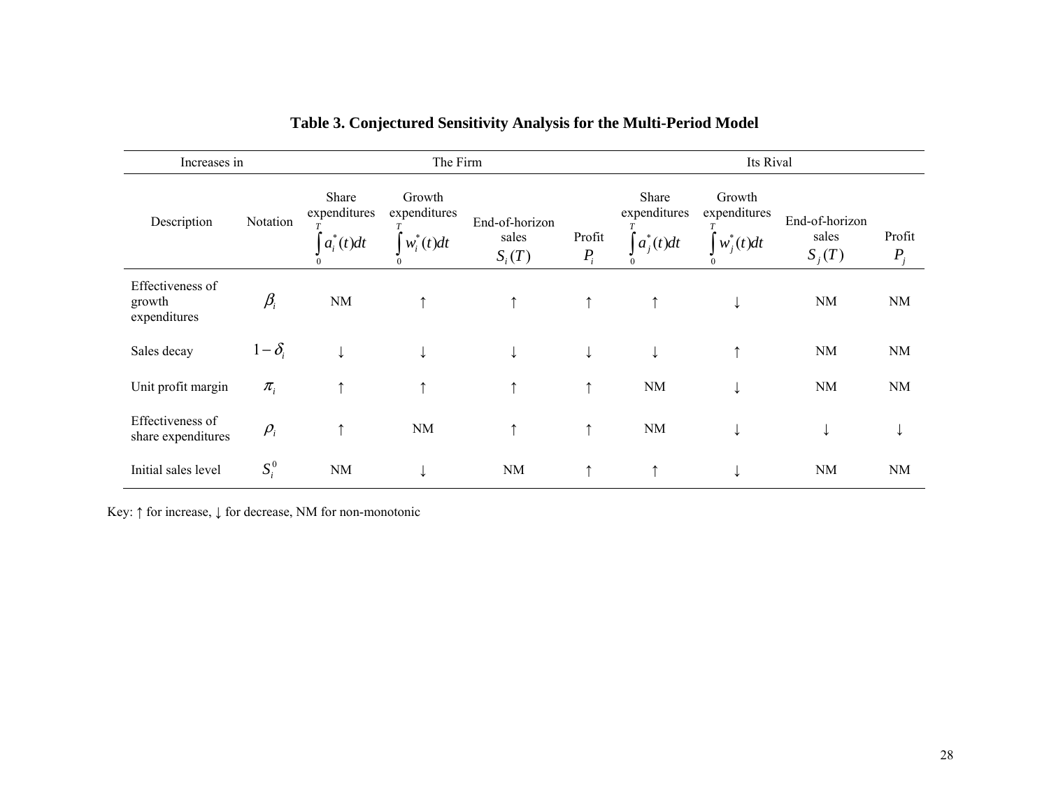**Table 3. Conjectured Sensitivity Analysis for the Multi-Period Model**

| Increases in | | The Firm | | | | Its Rival | | | |
|---|---|---|---|---|---|---|---|---|---|
| Description | Notation | Share expenditures $\int_0^T a_i^*(t)dt$ | Growth expenditures $\int_0^T w_i^*(t)dt$ | End-of-horizon sales $S_i(T)$ | Profit $P_i$ | Share expenditures $\int_0^T a_j^*(t)dt$ | Growth expenditures $\int_0^T w_j^*(t)dt$ | End-of-horizon sales $S_j(T)$ | Profit $P_j$ |
| Effectiveness of growth expenditures | $\beta_i$ | NM | ↑ | ↑ | ↑ | ↑ | ↓ | NM | NM |
| Sales decay | $1-\delta_i$ | ↓ | ↓ | ↓ | ↓ | ↓ | ↑ | NM | NM |
| Unit profit margin | $\pi_i$ | ↑ | ↑ | ↑ | ↑ | NM | ↓ | NM | NM |
| Effectiveness of share expenditures | $\rho_i$ | ↑ | NM | ↑ | ↑ | NM | ↓ | ↓ | ↓ |
| Initial sales level | $S_i^0$ | NM | ↓ | NM | ↑ | ↑ | ↓ | NM | NM |

Key: ↑ for increase, ↓ for decrease, NM for non-monotonic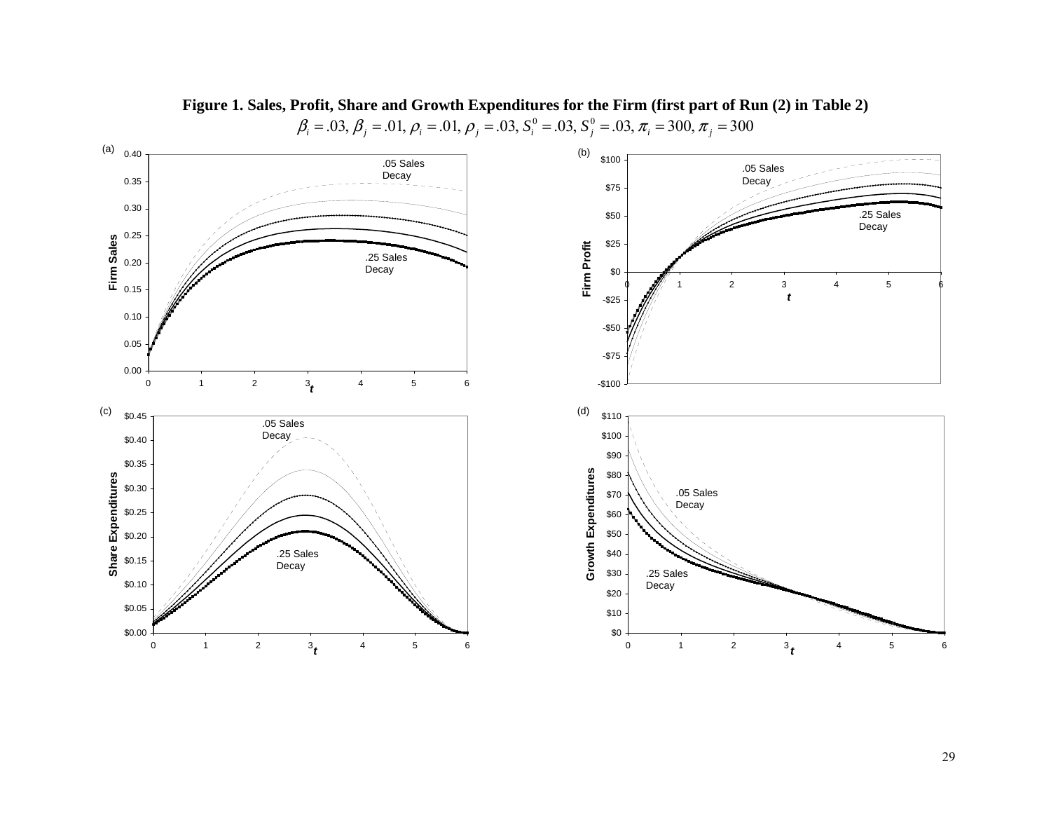**Figure 1. Sales, Profit, Share and Growth Expenditures for the Firm (first part of Run (2) in Table 2)**

$\beta_i = .03, \beta_j = .01, \rho_i = .01, \rho_j = .03, S_i^0 = .03, S_j^0 = .03, \pi_i = 300, \pi_j = 300$

(a)

Firm Sales

0.00
0.05
0.10
0.15
0.20
0.25
0.30
0.35
0.40

0 1 2 3 4 5 6

$t$

.05 Sales Decay

.25 Sales Decay

(b)

Firm Profit

-$100
-$75
-$50
-$25
$0
$25
$50
$75
$100

0 1 2 3 4 5 6

$t$

.05 Sales Decay

.25 Sales Decay

(c)

Share Expenditures

$0.00
$0.05
$0.10
$0.15
$0.20
$0.25
$0.30
$0.35
$0.40
$0.45

0 1 2 3 4 5 6

$t$

.05 Sales Decay

.25 Sales Decay

(d)

Growth Expenditures

$0
$10
$20
$30
$40
$50
$60
$70
$80
$90
$100
$110

0 1 2 3 4 5 6

$t$

.05 Sales Decay

.25 Sales Decay